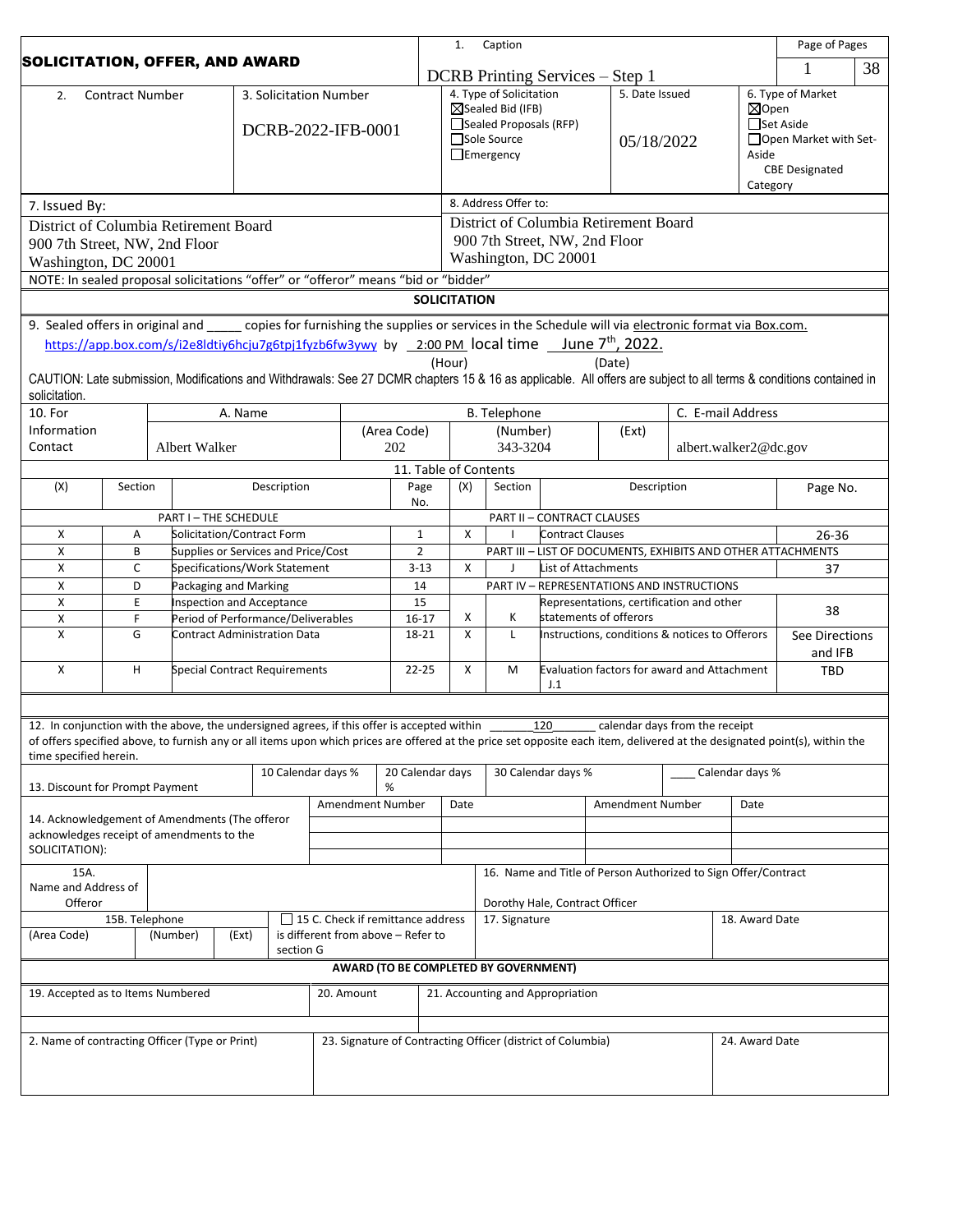# SOLICITATION, OFFER, AND AWARD

| 1. Caption | Page of Pages |
|---|---|
| DCRB Printing Services – Step 1 | 1 / 38 |

| 2. Contract Number | 3. Solicitation Number | 4. Type of Solicitation | 5. Date Issued | 6. Type of Market |
|---|---|---|---|---|
| | DCRB-2022-IFB-0001 | ☒Sealed Bid (IFB)<br>☐Sealed Proposals (RFP)<br>☐Sole Source<br>☐Emergency | 05/18/2022 | ☒Open<br>☐Set Aside<br>☐Open Market with Set-Aside<br>CBE Designated Category |

| 7. Issued By: | 8. Address Offer to: |
|---|---|
| District of Columbia Retirement Board<br>900 7th Street, NW, 2nd Floor<br>Washington, DC 20001 | District of Columbia Retirement Board<br>900 7th Street, NW, 2nd Floor<br>Washington, DC 20001 |

NOTE: In sealed proposal solicitations "offer" or "offeror" means "bid or "bidder"

## SOLICITATION

9. Sealed offers in original and _____ copies for furnishing the supplies or services in the Schedule will via electronic format via Box.com. https://app.box.com/s/i2e8ldtiy6hcju7g6tpj1fyzb6fw3ywy by 2:00 PM local time June 7th, 2022.
(Hour) (Date)

CAUTION: Late submission, Modifications and Withdrawals: See 27 DCMR chapters 15 & 16 as applicable. All offers are subject to all terms & conditions contained in solicitation.

| 10. For Information Contact | A. Name | B. Telephone (Area Code) | (Number) | (Ext) | C. E-mail Address |
|---|---|---|---|---|---|
| | Albert Walker | 202 | 343-3204 | | albert.walker2@dc.gov |

### 11. Table of Contents

| (X) | Section | Description | Page No. | (X) | Section | Description | Page No. |
|---|---|---|---|---|---|---|---|
| | | PART I – THE SCHEDULE | | | | PART II – CONTRACT CLAUSES | |
| X | A | Solicitation/Contract Form | 1 | X | I | Contract Clauses | 26-36 |
| X | B | Supplies or Services and Price/Cost | 2 | | | PART III – LIST OF DOCUMENTS, EXHIBITS AND OTHER ATTACHMENTS | |
| X | C | Specifications/Work Statement | 3-13 | X | J | List of Attachments | 37 |
| X | D | Packaging and Marking | 14 | | | PART IV – REPRESENTATIONS AND INSTRUCTIONS | |
| X | E | Inspection and Acceptance | 15 | X | K | Representations, certification and other statements of offerors | 38 |
| X | F | Period of Performance/Deliverables | 16-17 | | | | |
| X | G | Contract Administration Data | 18-21 | X | L | Instructions, conditions & notices to Offerors | See Directions and IFB |
| X | H | Special Contract Requirements | 22-25 | X | M | Evaluation factors for award and Attachment J.1 | TBD |

12. In conjunction with the above, the undersigned agrees, if this offer is accepted within 120 calendar days from the receipt of offers specified above, to furnish any or all items upon which prices are offered at the price set opposite each item, delivered at the designated point(s), within the time specified herein.

| 13. Discount for Prompt Payment | 10 Calendar days % | 20 Calendar days % | 30 Calendar days % | ____ Calendar days % |
|---|---|---|---|---|

| 14. Acknowledgement of Amendments (The offeror acknowledges receipt of amendments to the SOLICITATION): | Amendment Number | Date | Amendment Number | Date |
|---|---|---|---|---|
| | | | | |
| | | | | |
| | | | | |

| 15A. Name and Address of Offeror | | 16. Name and Title of Person Authorized to Sign Offer/Contract |
|---|---|---|
| | | Dorothy Hale, Contract Officer |

| 15B. Telephone (Area Code) | (Number) | (Ext) | ☐ 15 C. Check if remittance address is different from above – Refer to section G | 17. Signature | 18. Award Date |
|---|---|---|---|---|---|
| | | | | | |

## AWARD (TO BE COMPLETED BY GOVERNMENT)

| 19. Accepted as to Items Numbered | 20. Amount | 21. Accounting and Appropriation |
|---|---|---|
| | | |

| 2. Name of contracting Officer (Type or Print) | 23. Signature of Contracting Officer (district of Columbia) | 24. Award Date |
|---|---|---|
| | | |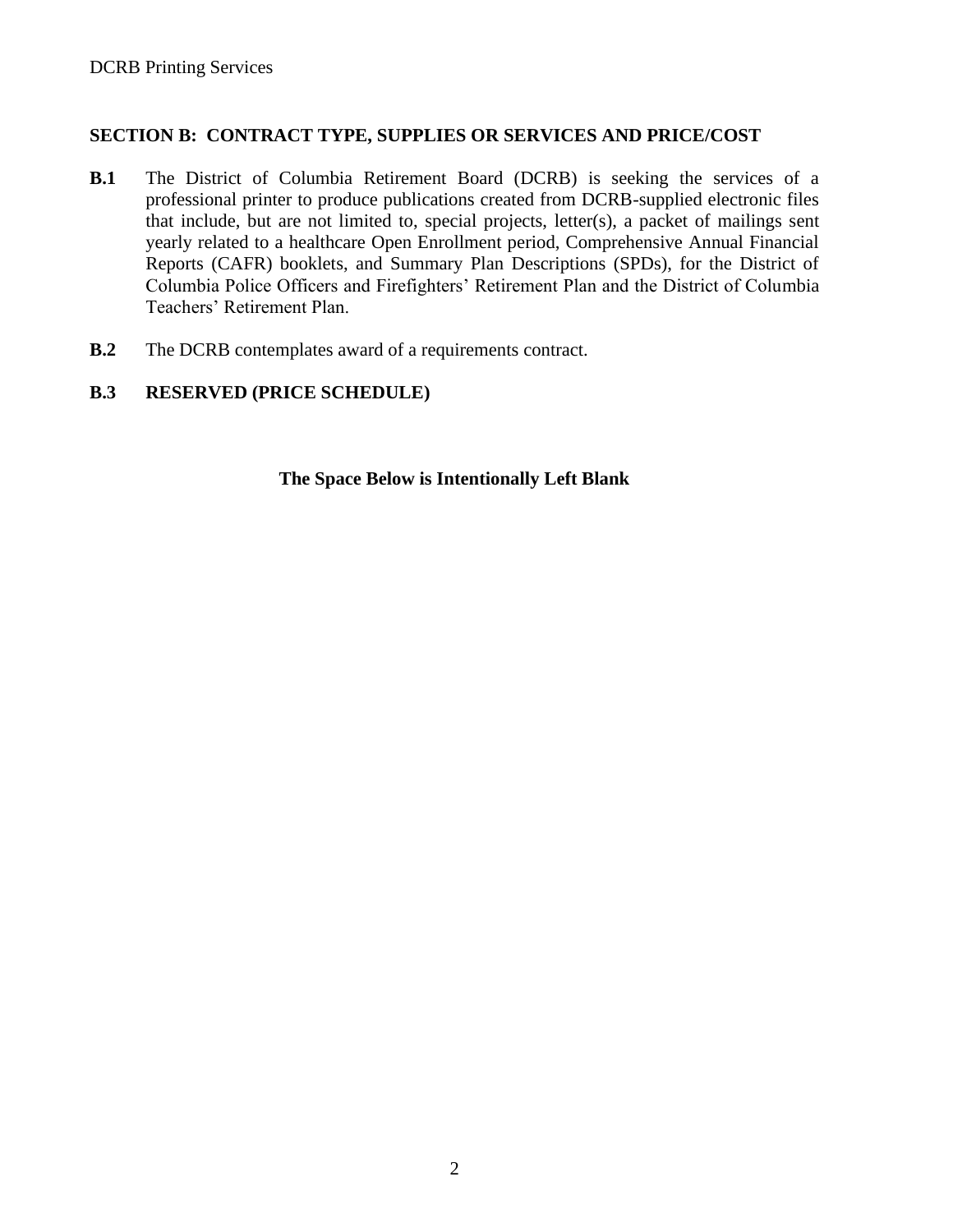## SECTION B: CONTRACT TYPE, SUPPLIES OR SERVICES AND PRICE/COST

**B.1** The District of Columbia Retirement Board (DCRB) is seeking the services of a professional printer to produce publications created from DCRB-supplied electronic files that include, but are not limited to, special projects, letter(s), a packet of mailings sent yearly related to a healthcare Open Enrollment period, Comprehensive Annual Financial Reports (CAFR) booklets, and Summary Plan Descriptions (SPDs), for the District of Columbia Police Officers and Firefighters' Retirement Plan and the District of Columbia Teachers' Retirement Plan.

**B.2** The DCRB contemplates award of a requirements contract.

**B.3 RESERVED (PRICE SCHEDULE)**

**The Space Below is Intentionally Left Blank**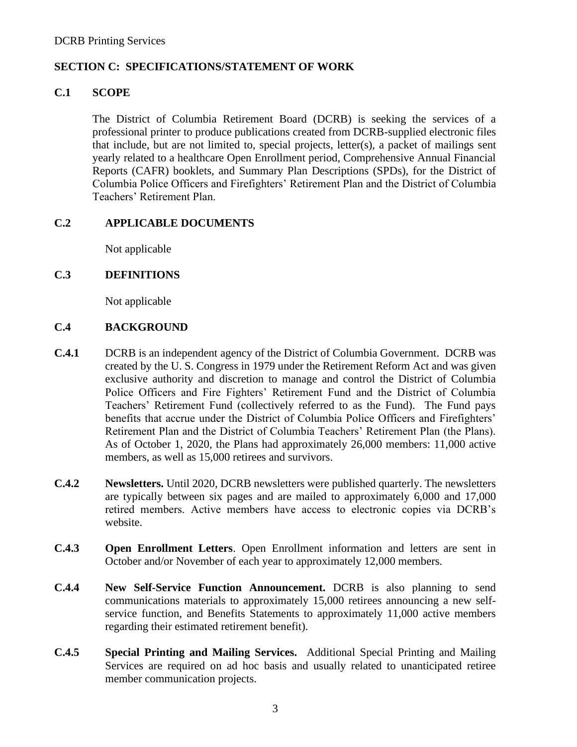## SECTION C: SPECIFICATIONS/STATEMENT OF WORK

### C.1 SCOPE

The District of Columbia Retirement Board (DCRB) is seeking the services of a professional printer to produce publications created from DCRB-supplied electronic files that include, but are not limited to, special projects, letter(s), a packet of mailings sent yearly related to a healthcare Open Enrollment period, Comprehensive Annual Financial Reports (CAFR) booklets, and Summary Plan Descriptions (SPDs), for the District of Columbia Police Officers and Firefighters' Retirement Plan and the District of Columbia Teachers' Retirement Plan.

### C.2 APPLICABLE DOCUMENTS

Not applicable

### C.3 DEFINITIONS

Not applicable

### C.4 BACKGROUND

**C.4.1** DCRB is an independent agency of the District of Columbia Government. DCRB was created by the U. S. Congress in 1979 under the Retirement Reform Act and was given exclusive authority and discretion to manage and control the District of Columbia Police Officers and Fire Fighters' Retirement Fund and the District of Columbia Teachers' Retirement Fund (collectively referred to as the Fund). The Fund pays benefits that accrue under the District of Columbia Police Officers and Firefighters' Retirement Plan and the District of Columbia Teachers' Retirement Plan (the Plans). As of October 1, 2020, the Plans had approximately 26,000 members: 11,000 active members, as well as 15,000 retirees and survivors.

**C.4.2** **Newsletters.** Until 2020, DCRB newsletters were published quarterly. The newsletters are typically between six pages and are mailed to approximately 6,000 and 17,000 retired members. Active members have access to electronic copies via DCRB's website.

**C.4.3** **Open Enrollment Letters**. Open Enrollment information and letters are sent in October and/or November of each year to approximately 12,000 members.

**C.4.4** **New Self-Service Function Announcement.** DCRB is also planning to send communications materials to approximately 15,000 retirees announcing a new self-service function, and Benefits Statements to approximately 11,000 active members regarding their estimated retirement benefit).

**C.4.5** **Special Printing and Mailing Services.** Additional Special Printing and Mailing Services are required on ad hoc basis and usually related to unanticipated retiree member communication projects.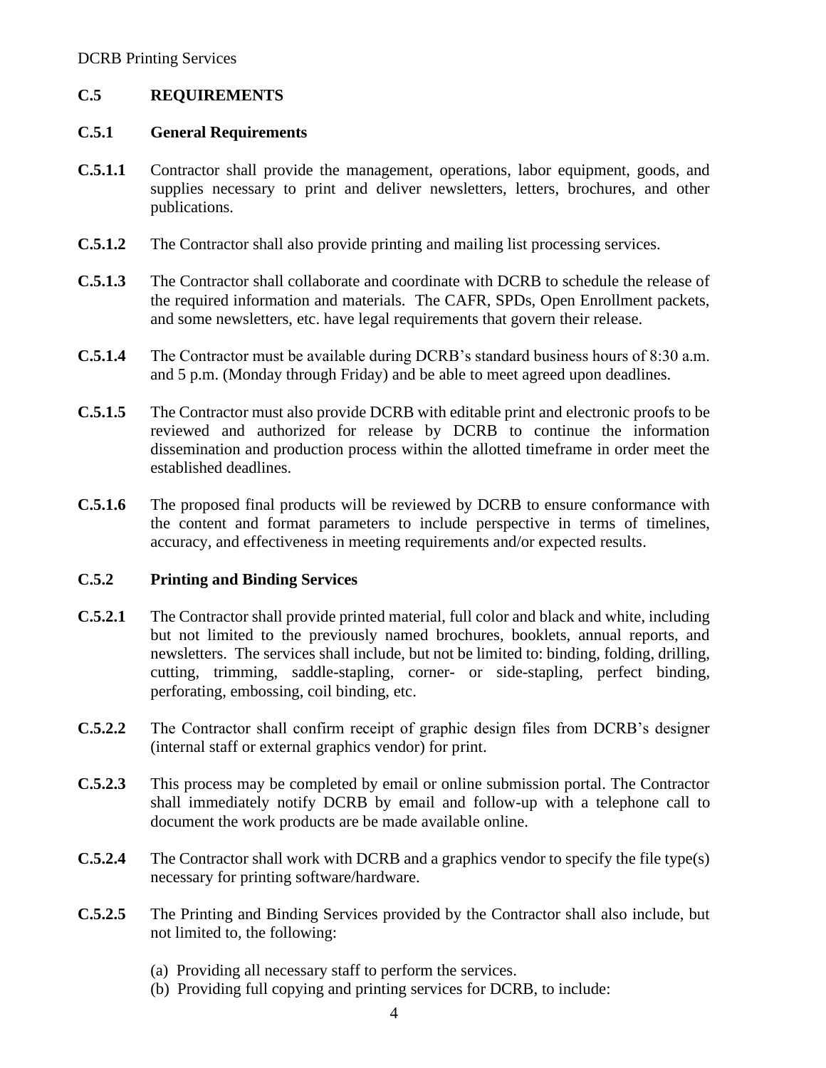## C.5 REQUIREMENTS

### C.5.1 General Requirements

**C.5.1.1** Contractor shall provide the management, operations, labor equipment, goods, and supplies necessary to print and deliver newsletters, letters, brochures, and other publications.

**C.5.1.2** The Contractor shall also provide printing and mailing list processing services.

**C.5.1.3** The Contractor shall collaborate and coordinate with DCRB to schedule the release of the required information and materials. The CAFR, SPDs, Open Enrollment packets, and some newsletters, etc. have legal requirements that govern their release.

**C.5.1.4** The Contractor must be available during DCRB's standard business hours of 8:30 a.m. and 5 p.m. (Monday through Friday) and be able to meet agreed upon deadlines.

**C.5.1.5** The Contractor must also provide DCRB with editable print and electronic proofs to be reviewed and authorized for release by DCRB to continue the information dissemination and production process within the allotted timeframe in order meet the established deadlines.

**C.5.1.6** The proposed final products will be reviewed by DCRB to ensure conformance with the content and format parameters to include perspective in terms of timelines, accuracy, and effectiveness in meeting requirements and/or expected results.

### C.5.2 Printing and Binding Services

**C.5.2.1** The Contractor shall provide printed material, full color and black and white, including but not limited to the previously named brochures, booklets, annual reports, and newsletters. The services shall include, but not be limited to: binding, folding, drilling, cutting, trimming, saddle-stapling, corner- or side-stapling, perfect binding, perforating, embossing, coil binding, etc.

**C.5.2.2** The Contractor shall confirm receipt of graphic design files from DCRB's designer (internal staff or external graphics vendor) for print.

**C.5.2.3** This process may be completed by email or online submission portal. The Contractor shall immediately notify DCRB by email and follow-up with a telephone call to document the work products are be made available online.

**C.5.2.4** The Contractor shall work with DCRB and a graphics vendor to specify the file type(s) necessary for printing software/hardware.

**C.5.2.5** The Printing and Binding Services provided by the Contractor shall also include, but not limited to, the following:

(a) Providing all necessary staff to perform the services.
(b) Providing full copying and printing services for DCRB, to include: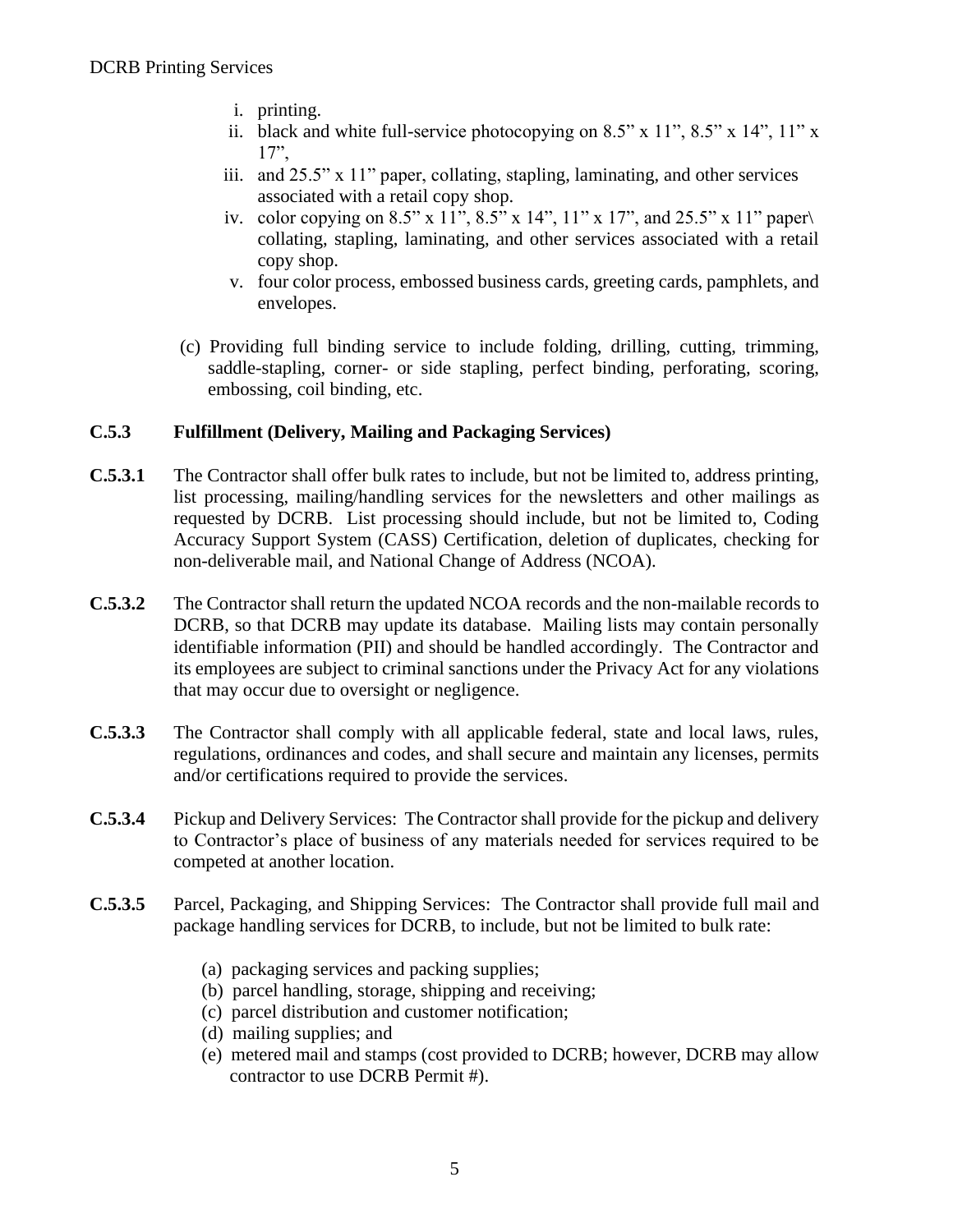i. printing.
ii. black and white full-service photocopying on 8.5" x 11", 8.5" x 14", 11" x 17",
iii. and 25.5" x 11" paper, collating, stapling, laminating, and other services associated with a retail copy shop.
iv. color copying on 8.5" x 11", 8.5" x 14", 11" x 17", and 25.5" x 11" paper\ collating, stapling, laminating, and other services associated with a retail copy shop.
v. four color process, embossed business cards, greeting cards, pamphlets, and envelopes.

(c) Providing full binding service to include folding, drilling, cutting, trimming, saddle-stapling, corner- or side stapling, perfect binding, perforating, scoring, embossing, coil binding, etc.

**C.5.3 Fulfillment (Delivery, Mailing and Packaging Services)**

**C.5.3.1** The Contractor shall offer bulk rates to include, but not be limited to, address printing, list processing, mailing/handling services for the newsletters and other mailings as requested by DCRB. List processing should include, but not be limited to, Coding Accuracy Support System (CASS) Certification, deletion of duplicates, checking for non-deliverable mail, and National Change of Address (NCOA).

**C.5.3.2** The Contractor shall return the updated NCOA records and the non-mailable records to DCRB, so that DCRB may update its database. Mailing lists may contain personally identifiable information (PII) and should be handled accordingly. The Contractor and its employees are subject to criminal sanctions under the Privacy Act for any violations that may occur due to oversight or negligence.

**C.5.3.3** The Contractor shall comply with all applicable federal, state and local laws, rules, regulations, ordinances and codes, and shall secure and maintain any licenses, permits and/or certifications required to provide the services.

**C.5.3.4** Pickup and Delivery Services: The Contractor shall provide for the pickup and delivery to Contractor's place of business of any materials needed for services required to be competed at another location.

**C.5.3.5** Parcel, Packaging, and Shipping Services: The Contractor shall provide full mail and package handling services for DCRB, to include, but not be limited to bulk rate:

(a) packaging services and packing supplies;
(b) parcel handling, storage, shipping and receiving;
(c) parcel distribution and customer notification;
(d) mailing supplies; and
(e) metered mail and stamps (cost provided to DCRB; however, DCRB may allow contractor to use DCRB Permit #).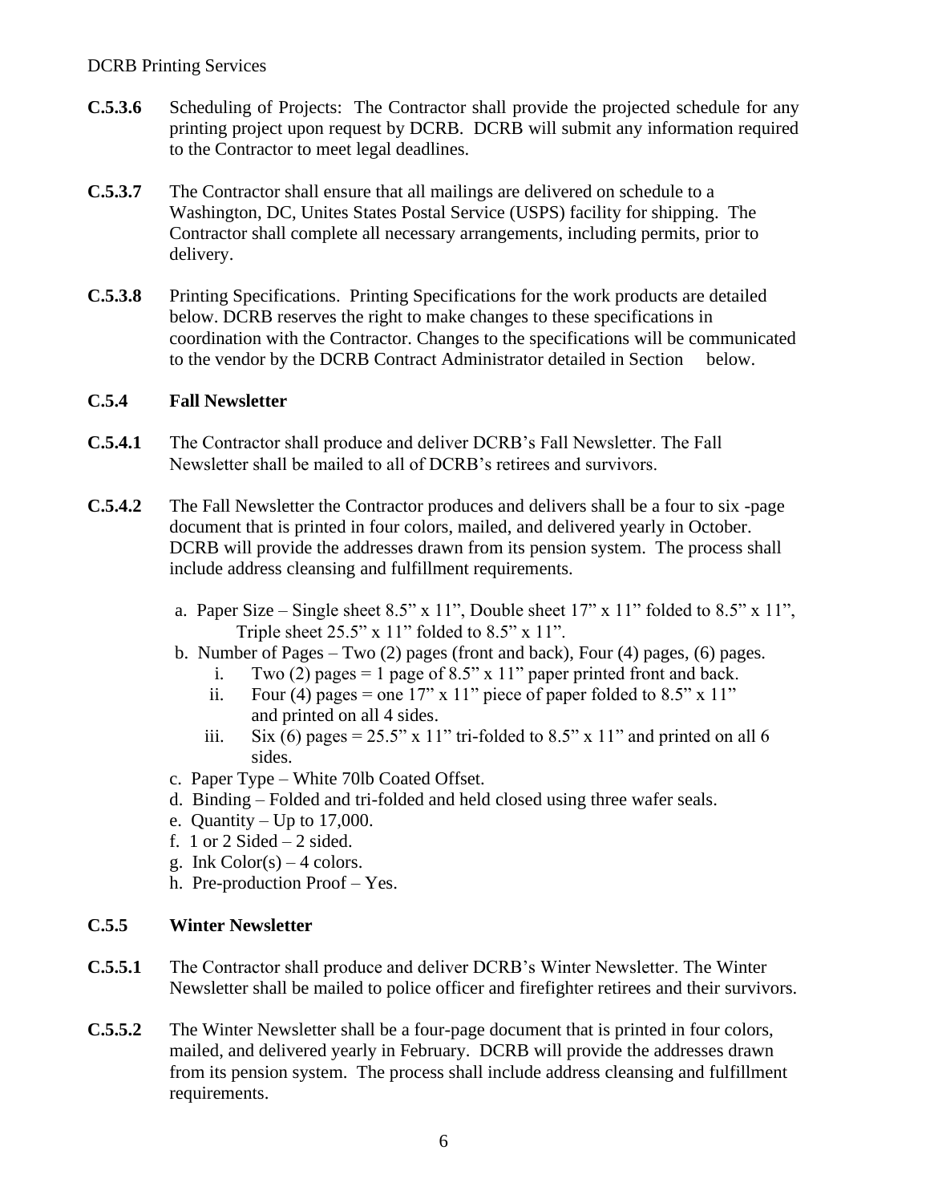**C.5.3.6** Scheduling of Projects: The Contractor shall provide the projected schedule for any printing project upon request by DCRB. DCRB will submit any information required to the Contractor to meet legal deadlines.

**C.5.3.7** The Contractor shall ensure that all mailings are delivered on schedule to a Washington, DC, Unites States Postal Service (USPS) facility for shipping. The Contractor shall complete all necessary arrangements, including permits, prior to delivery.

**C.5.3.8** Printing Specifications. Printing Specifications for the work products are detailed below. DCRB reserves the right to make changes to these specifications in coordination with the Contractor. Changes to the specifications will be communicated to the vendor by the DCRB Contract Administrator detailed in Section  below.

**C.5.4 Fall Newsletter**

**C.5.4.1** The Contractor shall produce and deliver DCRB's Fall Newsletter. The Fall Newsletter shall be mailed to all of DCRB's retirees and survivors.

**C.5.4.2** The Fall Newsletter the Contractor produces and delivers shall be a four to six -page document that is printed in four colors, mailed, and delivered yearly in October. DCRB will provide the addresses drawn from its pension system. The process shall include address cleansing and fulfillment requirements.

a. Paper Size – Single sheet 8.5" x 11", Double sheet 17" x 11" folded to 8.5" x 11", Triple sheet 25.5" x 11" folded to 8.5" x 11".

b. Number of Pages – Two (2) pages (front and back), Four (4) pages, (6) pages.
   i. Two (2) pages = 1 page of 8.5" x 11" paper printed front and back.
   ii. Four (4) pages = one 17" x 11" piece of paper folded to 8.5" x 11" and printed on all 4 sides.
   iii. Six (6) pages = 25.5" x 11" tri-folded to 8.5" x 11" and printed on all 6 sides.

c. Paper Type – White 70lb Coated Offset.

d. Binding – Folded and tri-folded and held closed using three wafer seals.

e. Quantity – Up to 17,000.

f. 1 or 2 Sided – 2 sided.

g. Ink Color(s) – 4 colors.

h. Pre-production Proof – Yes.

**C.5.5 Winter Newsletter**

**C.5.5.1** The Contractor shall produce and deliver DCRB's Winter Newsletter. The Winter Newsletter shall be mailed to police officer and firefighter retirees and their survivors.

**C.5.5.2** The Winter Newsletter shall be a four-page document that is printed in four colors, mailed, and delivered yearly in February. DCRB will provide the addresses drawn from its pension system. The process shall include address cleansing and fulfillment requirements.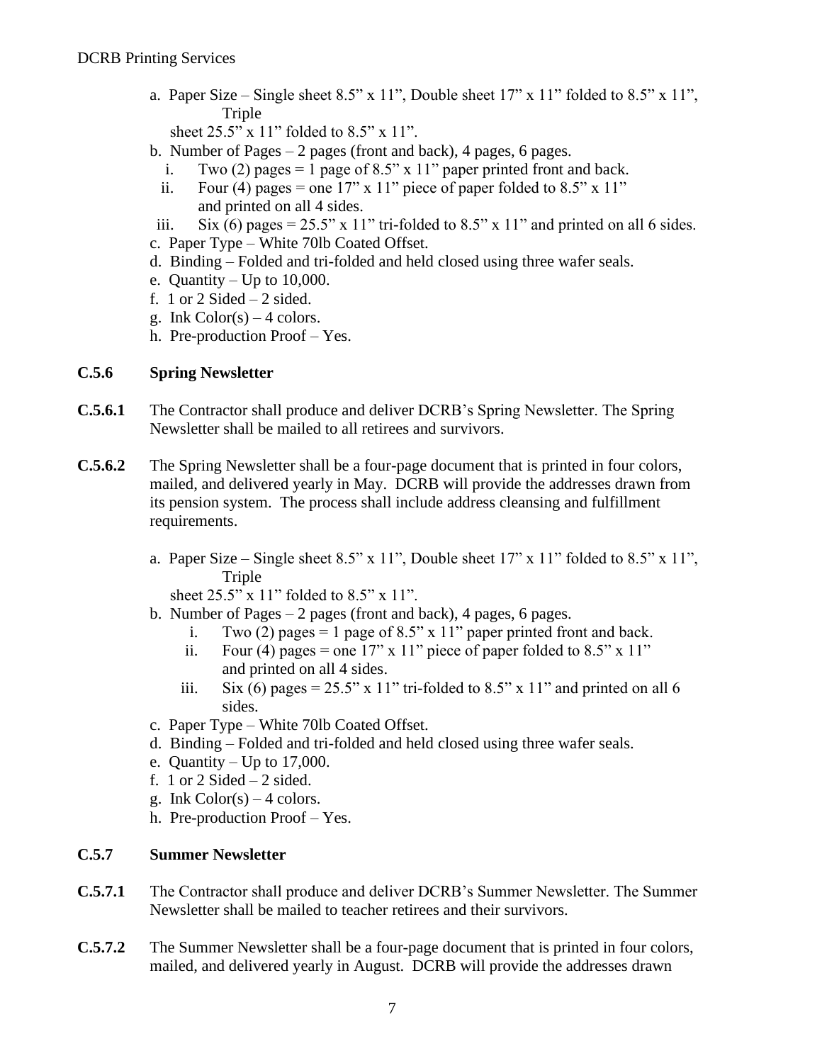a. Paper Size – Single sheet 8.5" x 11", Double sheet 17" x 11" folded to 8.5" x 11", Triple sheet 25.5" x 11" folded to 8.5" x 11".

b. Number of Pages – 2 pages (front and back), 4 pages, 6 pages.
   i. Two (2) pages = 1 page of 8.5" x 11" paper printed front and back.
   ii. Four (4) pages = one 17" x 11" piece of paper folded to 8.5" x 11" and printed on all 4 sides.
   iii. Six (6) pages = 25.5" x 11" tri-folded to 8.5" x 11" and printed on all 6 sides.

c. Paper Type – White 70lb Coated Offset.

d. Binding – Folded and tri-folded and held closed using three wafer seals.

e. Quantity – Up to 10,000.

f. 1 or 2 Sided – 2 sided.

g. Ink Color(s) – 4 colors.

h. Pre-production Proof – Yes.

### C.5.6 Spring Newsletter

**C.5.6.1** The Contractor shall produce and deliver DCRB's Spring Newsletter. The Spring Newsletter shall be mailed to all retirees and survivors.

**C.5.6.2** The Spring Newsletter shall be a four-page document that is printed in four colors, mailed, and delivered yearly in May. DCRB will provide the addresses drawn from its pension system. The process shall include address cleansing and fulfillment requirements.

a. Paper Size – Single sheet 8.5" x 11", Double sheet 17" x 11" folded to 8.5" x 11", Triple sheet 25.5" x 11" folded to 8.5" x 11".

b. Number of Pages – 2 pages (front and back), 4 pages, 6 pages.
   i. Two (2) pages = 1 page of 8.5" x 11" paper printed front and back.
   ii. Four (4) pages = one 17" x 11" piece of paper folded to 8.5" x 11" and printed on all 4 sides.
   iii. Six (6) pages = 25.5" x 11" tri-folded to 8.5" x 11" and printed on all 6 sides.

c. Paper Type – White 70lb Coated Offset.

d. Binding – Folded and tri-folded and held closed using three wafer seals.

e. Quantity – Up to 17,000.

f. 1 or 2 Sided – 2 sided.

g. Ink Color(s) – 4 colors.

h. Pre-production Proof – Yes.

### C.5.7 Summer Newsletter

**C.5.7.1** The Contractor shall produce and deliver DCRB's Summer Newsletter. The Summer Newsletter shall be mailed to teacher retirees and their survivors.

**C.5.7.2** The Summer Newsletter shall be a four-page document that is printed in four colors, mailed, and delivered yearly in August. DCRB will provide the addresses drawn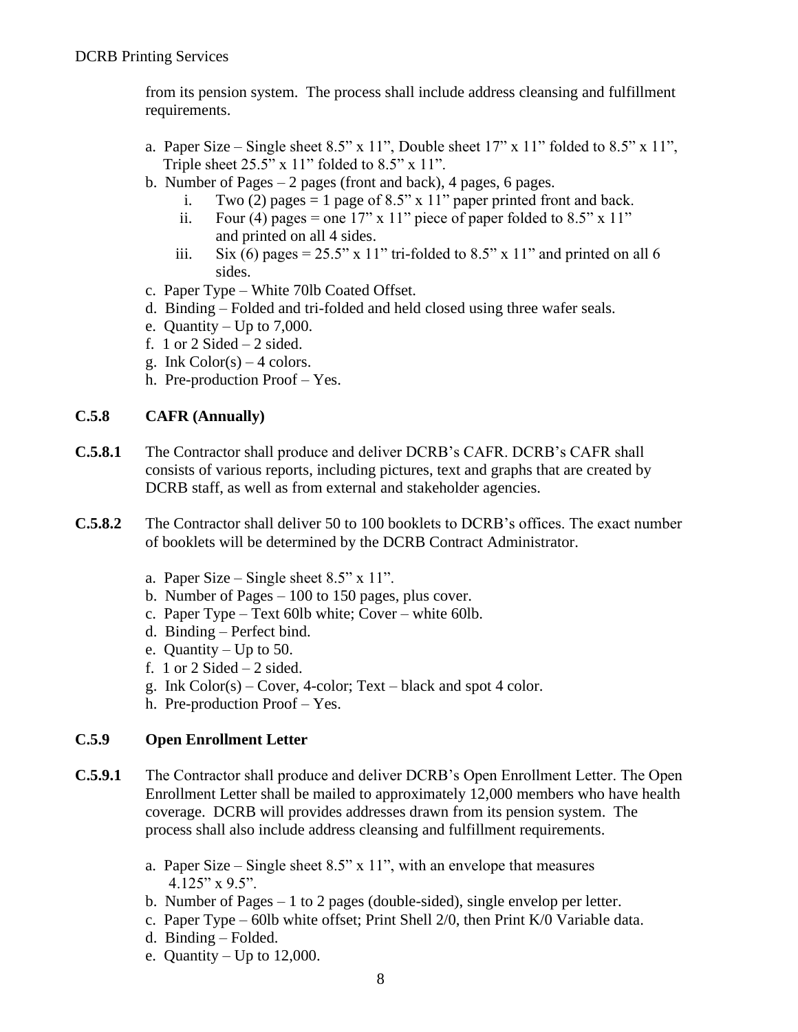from its pension system. The process shall include address cleansing and fulfillment requirements.

a. Paper Size – Single sheet 8.5" x 11", Double sheet 17" x 11" folded to 8.5" x 11", Triple sheet 25.5" x 11" folded to 8.5" x 11".
b. Number of Pages – 2 pages (front and back), 4 pages, 6 pages.
   i. Two (2) pages = 1 page of 8.5" x 11" paper printed front and back.
   ii. Four (4) pages = one 17" x 11" piece of paper folded to 8.5" x 11" and printed on all 4 sides.
   iii. Six (6) pages = 25.5" x 11" tri-folded to 8.5" x 11" and printed on all 6 sides.
c. Paper Type – White 70lb Coated Offset.
d. Binding – Folded and tri-folded and held closed using three wafer seals.
e. Quantity – Up to 7,000.
f. 1 or 2 Sided – 2 sided.
g. Ink Color(s) – 4 colors.
h. Pre-production Proof – Yes.

### C.5.8 CAFR (Annually)

**C.5.8.1** The Contractor shall produce and deliver DCRB's CAFR. DCRB's CAFR shall consists of various reports, including pictures, text and graphs that are created by DCRB staff, as well as from external and stakeholder agencies.

**C.5.8.2** The Contractor shall deliver 50 to 100 booklets to DCRB's offices. The exact number of booklets will be determined by the DCRB Contract Administrator.

a. Paper Size – Single sheet 8.5" x 11".
b. Number of Pages – 100 to 150 pages, plus cover.
c. Paper Type – Text 60lb white; Cover – white 60lb.
d. Binding – Perfect bind.
e. Quantity – Up to 50.
f. 1 or 2 Sided – 2 sided.
g. Ink Color(s) – Cover, 4-color; Text – black and spot 4 color.
h. Pre-production Proof – Yes.

### C.5.9 Open Enrollment Letter

**C.5.9.1** The Contractor shall produce and deliver DCRB's Open Enrollment Letter. The Open Enrollment Letter shall be mailed to approximately 12,000 members who have health coverage. DCRB will provides addresses drawn from its pension system. The process shall also include address cleansing and fulfillment requirements.

a. Paper Size – Single sheet 8.5" x 11", with an envelope that measures 4.125" x 9.5".
b. Number of Pages – 1 to 2 pages (double-sided), single envelop per letter.
c. Paper Type – 60lb white offset; Print Shell 2/0, then Print K/0 Variable data.
d. Binding – Folded.
e. Quantity – Up to 12,000.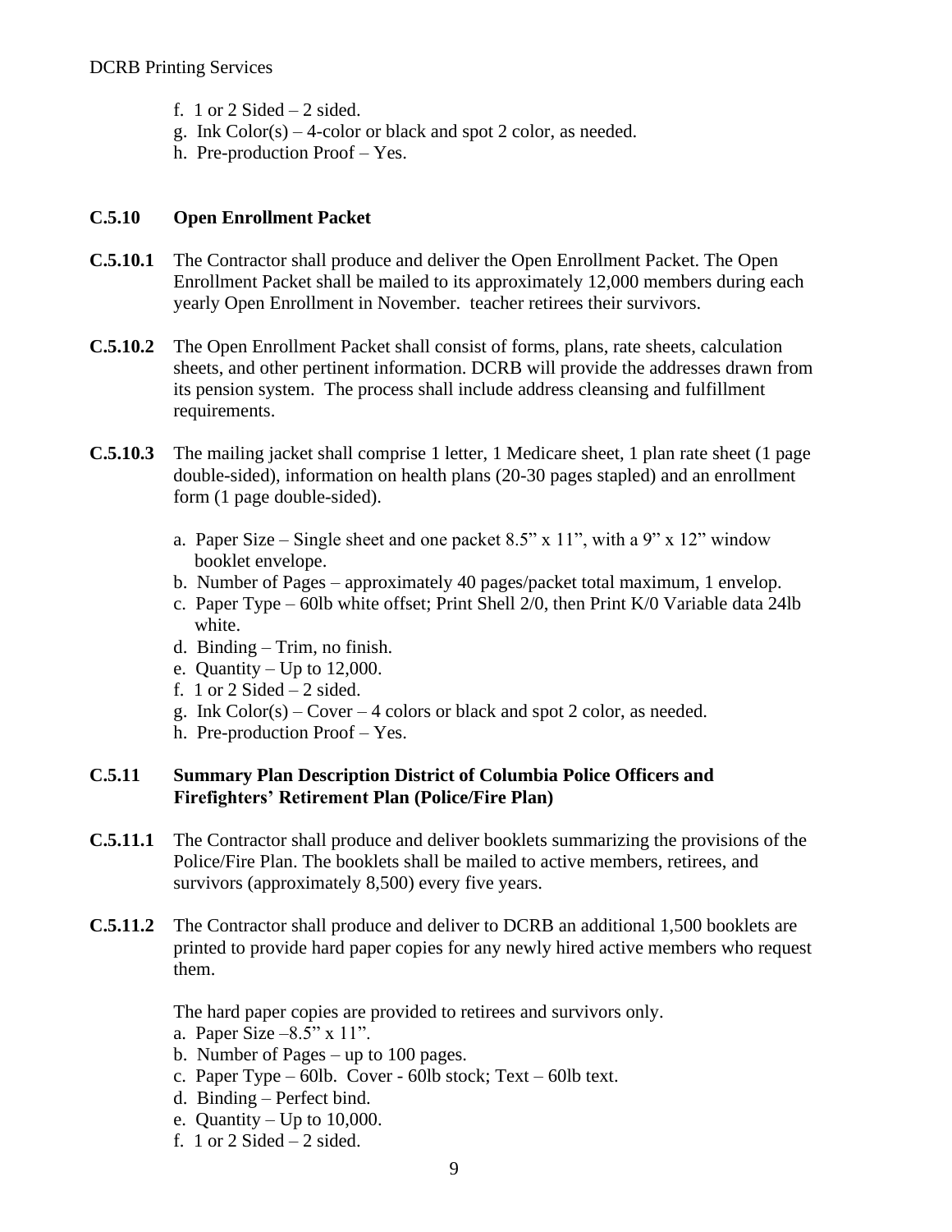f. 1 or 2 Sided – 2 sided.
g. Ink Color(s) – 4-color or black and spot 2 color, as needed.
h. Pre-production Proof – Yes.

**C.5.10 Open Enrollment Packet**

**C.5.10.1** The Contractor shall produce and deliver the Open Enrollment Packet. The Open Enrollment Packet shall be mailed to its approximately 12,000 members during each yearly Open Enrollment in November. teacher retirees their survivors.

**C.5.10.2** The Open Enrollment Packet shall consist of forms, plans, rate sheets, calculation sheets, and other pertinent information. DCRB will provide the addresses drawn from its pension system. The process shall include address cleansing and fulfillment requirements.

**C.5.10.3** The mailing jacket shall comprise 1 letter, 1 Medicare sheet, 1 plan rate sheet (1 page double-sided), information on health plans (20-30 pages stapled) and an enrollment form (1 page double-sided).

a. Paper Size – Single sheet and one packet 8.5" x 11", with a 9" x 12" window booklet envelope.
b. Number of Pages – approximately 40 pages/packet total maximum, 1 envelop.
c. Paper Type – 60lb white offset; Print Shell 2/0, then Print K/0 Variable data 24lb white.
d. Binding – Trim, no finish.
e. Quantity – Up to 12,000.
f. 1 or 2 Sided – 2 sided.
g. Ink Color(s) – Cover – 4 colors or black and spot 2 color, as needed.
h. Pre-production Proof – Yes.

**C.5.11 Summary Plan Description District of Columbia Police Officers and Firefighters' Retirement Plan (Police/Fire Plan)**

**C.5.11.1** The Contractor shall produce and deliver booklets summarizing the provisions of the Police/Fire Plan. The booklets shall be mailed to active members, retirees, and survivors (approximately 8,500) every five years.

**C.5.11.2** The Contractor shall produce and deliver to DCRB an additional 1,500 booklets are printed to provide hard paper copies for any newly hired active members who request them.

The hard paper copies are provided to retirees and survivors only.

a. Paper Size –8.5" x 11".
b. Number of Pages – up to 100 pages.
c. Paper Type – 60lb. Cover - 60lb stock; Text – 60lb text.
d. Binding – Perfect bind.
e. Quantity – Up to 10,000.
f. 1 or 2 Sided – 2 sided.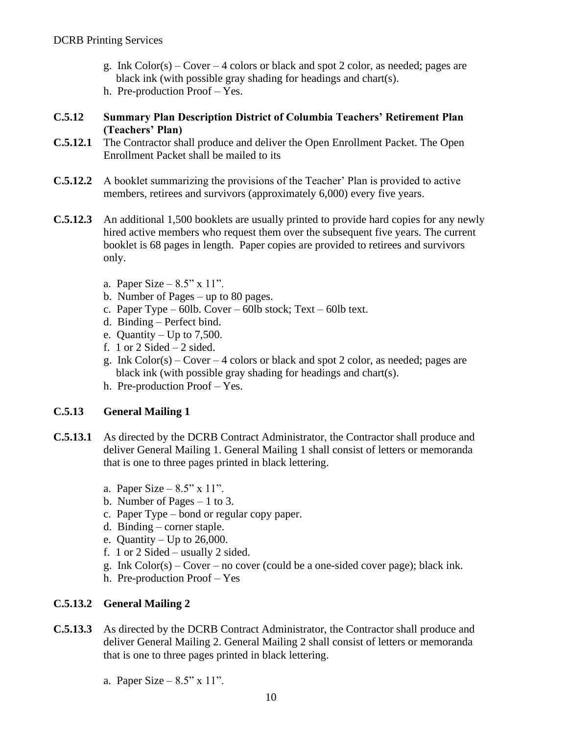g. Ink Color(s) – Cover – 4 colors or black and spot 2 color, as needed; pages are black ink (with possible gray shading for headings and chart(s).
h. Pre-production Proof – Yes.

**C.5.12 Summary Plan Description District of Columbia Teachers' Retirement Plan (Teachers' Plan)**

**C.5.12.1** The Contractor shall produce and deliver the Open Enrollment Packet. The Open Enrollment Packet shall be mailed to its

**C.5.12.2** A booklet summarizing the provisions of the Teacher' Plan is provided to active members, retirees and survivors (approximately 6,000) every five years.

**C.5.12.3** An additional 1,500 booklets are usually printed to provide hard copies for any newly hired active members who request them over the subsequent five years. The current booklet is 68 pages in length. Paper copies are provided to retirees and survivors only.

a. Paper Size – 8.5" x 11".
b. Number of Pages – up to 80 pages.
c. Paper Type – 60lb. Cover – 60lb stock; Text – 60lb text.
d. Binding – Perfect bind.
e. Quantity – Up to 7,500.
f. 1 or 2 Sided – 2 sided.
g. Ink Color(s) – Cover – 4 colors or black and spot 2 color, as needed; pages are black ink (with possible gray shading for headings and chart(s).
h. Pre-production Proof – Yes.

**C.5.13 General Mailing 1**

**C.5.13.1** As directed by the DCRB Contract Administrator, the Contractor shall produce and deliver General Mailing 1. General Mailing 1 shall consist of letters or memoranda that is one to three pages printed in black lettering.

a. Paper Size – 8.5" x 11".
b. Number of Pages – 1 to 3.
c. Paper Type – bond or regular copy paper.
d. Binding – corner staple.
e. Quantity – Up to 26,000.
f. 1 or 2 Sided – usually 2 sided.
g. Ink Color(s) – Cover – no cover (could be a one-sided cover page); black ink.
h. Pre-production Proof – Yes

**C.5.13.2 General Mailing 2**

**C.5.13.3** As directed by the DCRB Contract Administrator, the Contractor shall produce and deliver General Mailing 2. General Mailing 2 shall consist of letters or memoranda that is one to three pages printed in black lettering.

a. Paper Size – 8.5" x 11".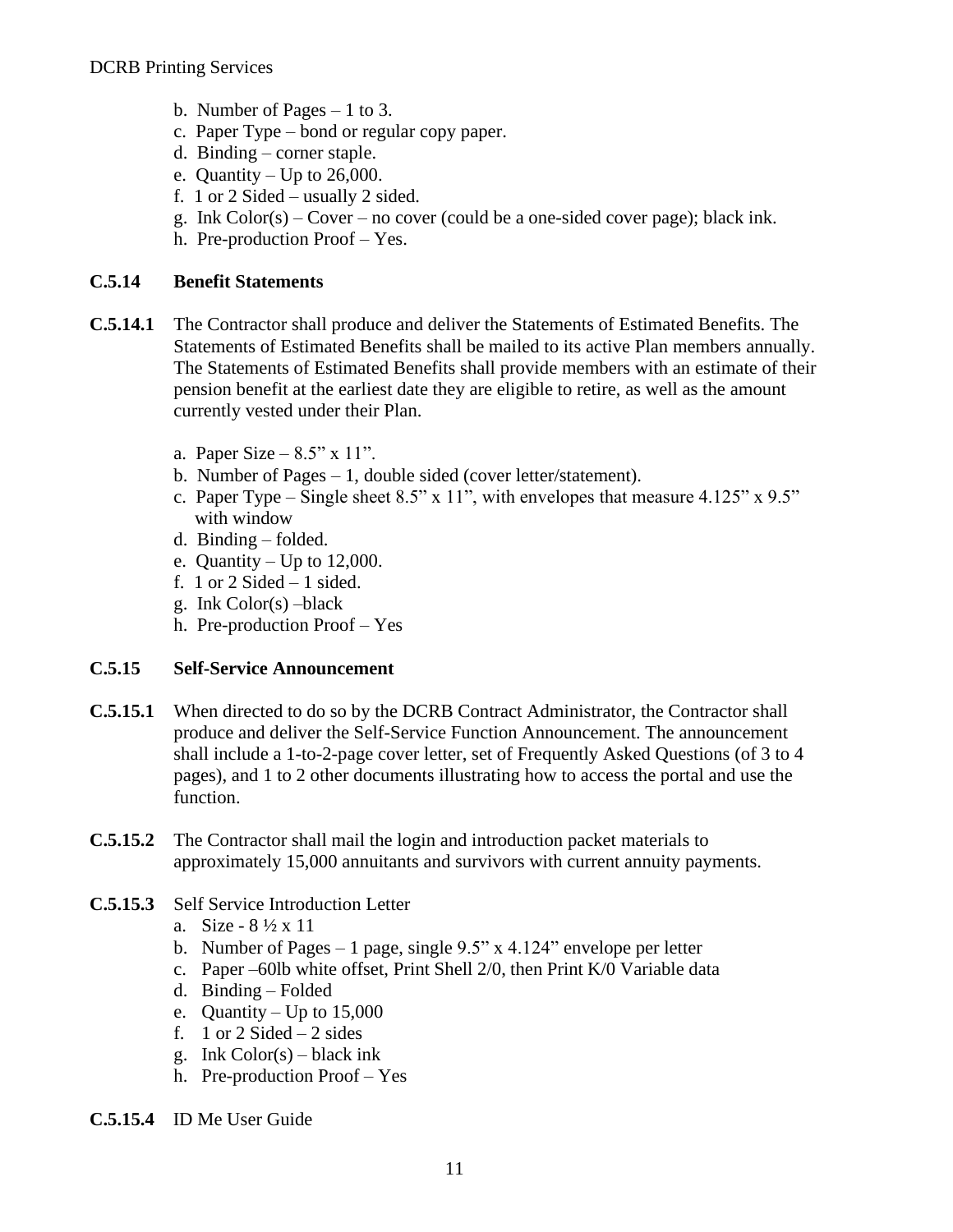b. Number of Pages – 1 to 3.
c. Paper Type – bond or regular copy paper.
d. Binding – corner staple.
e. Quantity – Up to 26,000.
f. 1 or 2 Sided – usually 2 sided.
g. Ink Color(s) – Cover – no cover (could be a one-sided cover page); black ink.
h. Pre-production Proof – Yes.

**C.5.14 Benefit Statements**

**C.5.14.1** The Contractor shall produce and deliver the Statements of Estimated Benefits. The Statements of Estimated Benefits shall be mailed to its active Plan members annually. The Statements of Estimated Benefits shall provide members with an estimate of their pension benefit at the earliest date they are eligible to retire, as well as the amount currently vested under their Plan.

a. Paper Size – 8.5" x 11".
b. Number of Pages – 1, double sided (cover letter/statement).
c. Paper Type – Single sheet 8.5" x 11", with envelopes that measure 4.125" x 9.5" with window
d. Binding – folded.
e. Quantity – Up to 12,000.
f. 1 or 2 Sided – 1 sided.
g. Ink Color(s) –black
h. Pre-production Proof – Yes

**C.5.15 Self-Service Announcement**

**C.5.15.1** When directed to do so by the DCRB Contract Administrator, the Contractor shall produce and deliver the Self-Service Function Announcement. The announcement shall include a 1-to-2-page cover letter, set of Frequently Asked Questions (of 3 to 4 pages), and 1 to 2 other documents illustrating how to access the portal and use the function.

**C.5.15.2** The Contractor shall mail the login and introduction packet materials to approximately 15,000 annuitants and survivors with current annuity payments.

**C.5.15.3** Self Service Introduction Letter

a. Size - 8 ½ x 11
b. Number of Pages – 1 page, single 9.5" x 4.124" envelope per letter
c. Paper –60lb white offset, Print Shell 2/0, then Print K/0 Variable data
d. Binding – Folded
e. Quantity – Up to 15,000
f. 1 or 2 Sided – 2 sides
g. Ink Color(s) – black ink
h. Pre-production Proof – Yes

**C.5.15.4** ID Me User Guide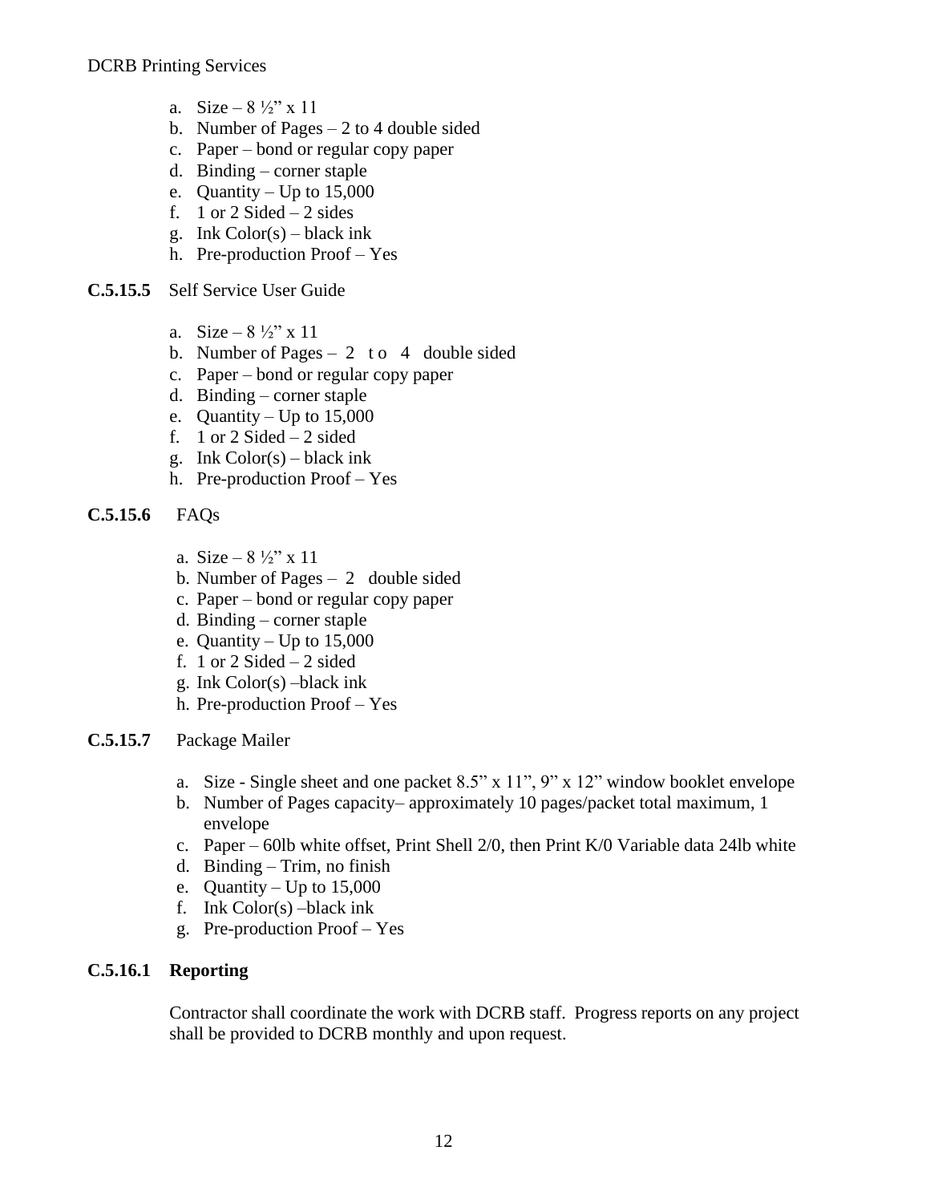a. Size – 8 ½" x 11
b. Number of Pages – 2 to 4 double sided
c. Paper – bond or regular copy paper
d. Binding – corner staple
e. Quantity – Up to 15,000
f. 1 or 2 Sided – 2 sides
g. Ink Color(s) – black ink
h. Pre-production Proof – Yes

**C.5.15.5** Self Service User Guide

a. Size – 8 ½" x 11
b. Number of Pages – 2 to 4 double sided
c. Paper – bond or regular copy paper
d. Binding – corner staple
e. Quantity – Up to 15,000
f. 1 or 2 Sided – 2 sided
g. Ink Color(s) – black ink
h. Pre-production Proof – Yes

**C.5.15.6** FAQs

a. Size – 8 ½" x 11
b. Number of Pages – 2 double sided
c. Paper – bond or regular copy paper
d. Binding – corner staple
e. Quantity – Up to 15,000
f. 1 or 2 Sided – 2 sided
g. Ink Color(s) –black ink
h. Pre-production Proof – Yes

**C.5.15.7** Package Mailer

a. Size - Single sheet and one packet 8.5" x 11", 9" x 12" window booklet envelope
b. Number of Pages capacity– approximately 10 pages/packet total maximum, 1 envelope
c. Paper – 60lb white offset, Print Shell 2/0, then Print K/0 Variable data 24lb white
d. Binding – Trim, no finish
e. Quantity – Up to 15,000
f. Ink Color(s) –black ink
g. Pre-production Proof – Yes

**C.5.16.1 Reporting**

Contractor shall coordinate the work with DCRB staff. Progress reports on any project shall be provided to DCRB monthly and upon request.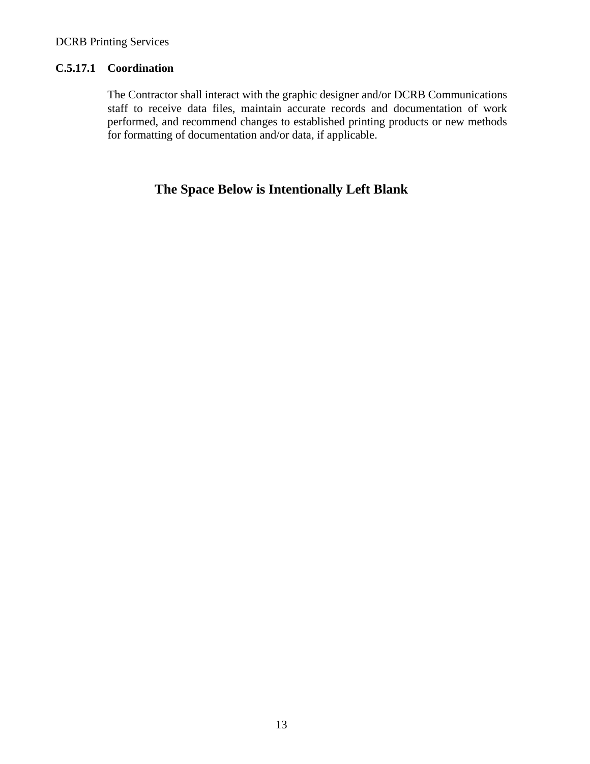#### C.5.17.1 Coordination

The Contractor shall interact with the graphic designer and/or DCRB Communications staff to receive data files, maintain accurate records and documentation of work performed, and recommend changes to established printing products or new methods for formatting of documentation and/or data, if applicable.

**The Space Below is Intentionally Left Blank**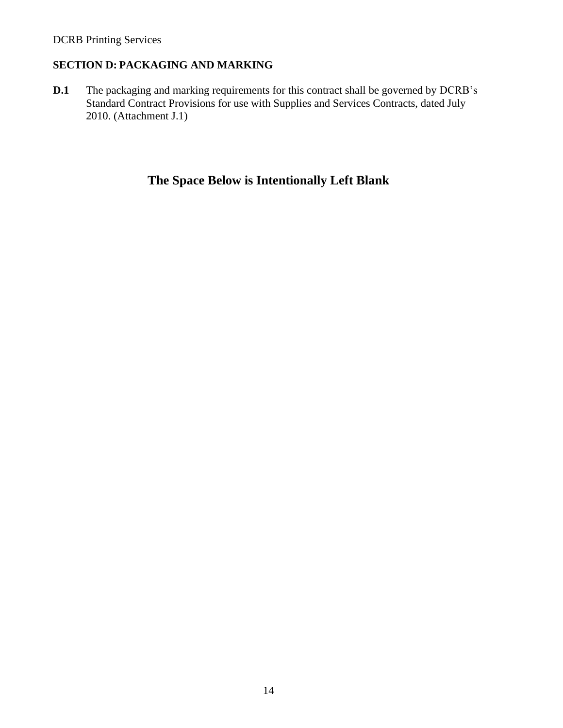## SECTION D: PACKAGING AND MARKING

**D.1** The packaging and marking requirements for this contract shall be governed by DCRB's Standard Contract Provisions for use with Supplies and Services Contracts, dated July 2010. (Attachment J.1)

**The Space Below is Intentionally Left Blank**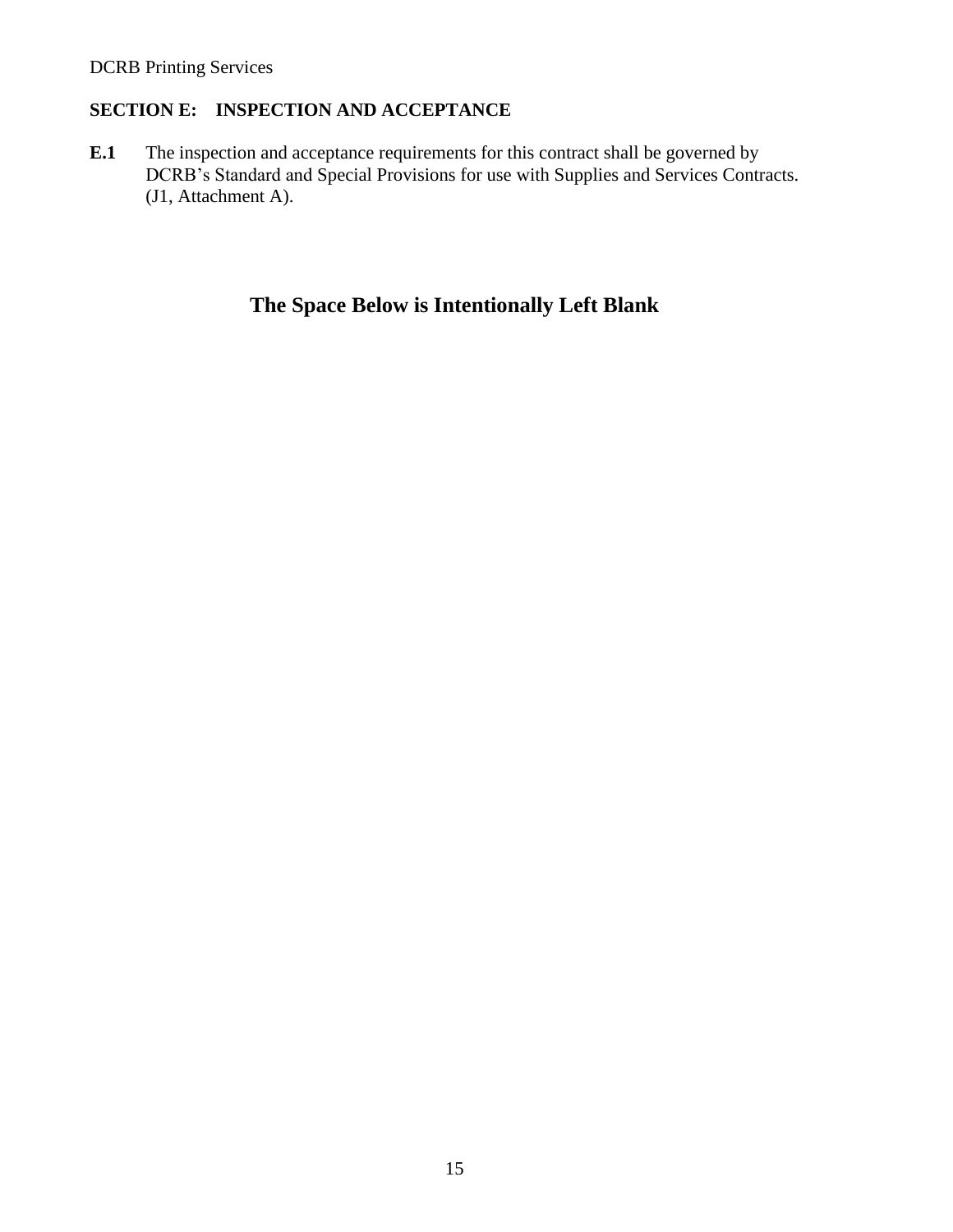## SECTION E: INSPECTION AND ACCEPTANCE

**E.1** The inspection and acceptance requirements for this contract shall be governed by DCRB's Standard and Special Provisions for use with Supplies and Services Contracts. (J1, Attachment A).

**The Space Below is Intentionally Left Blank**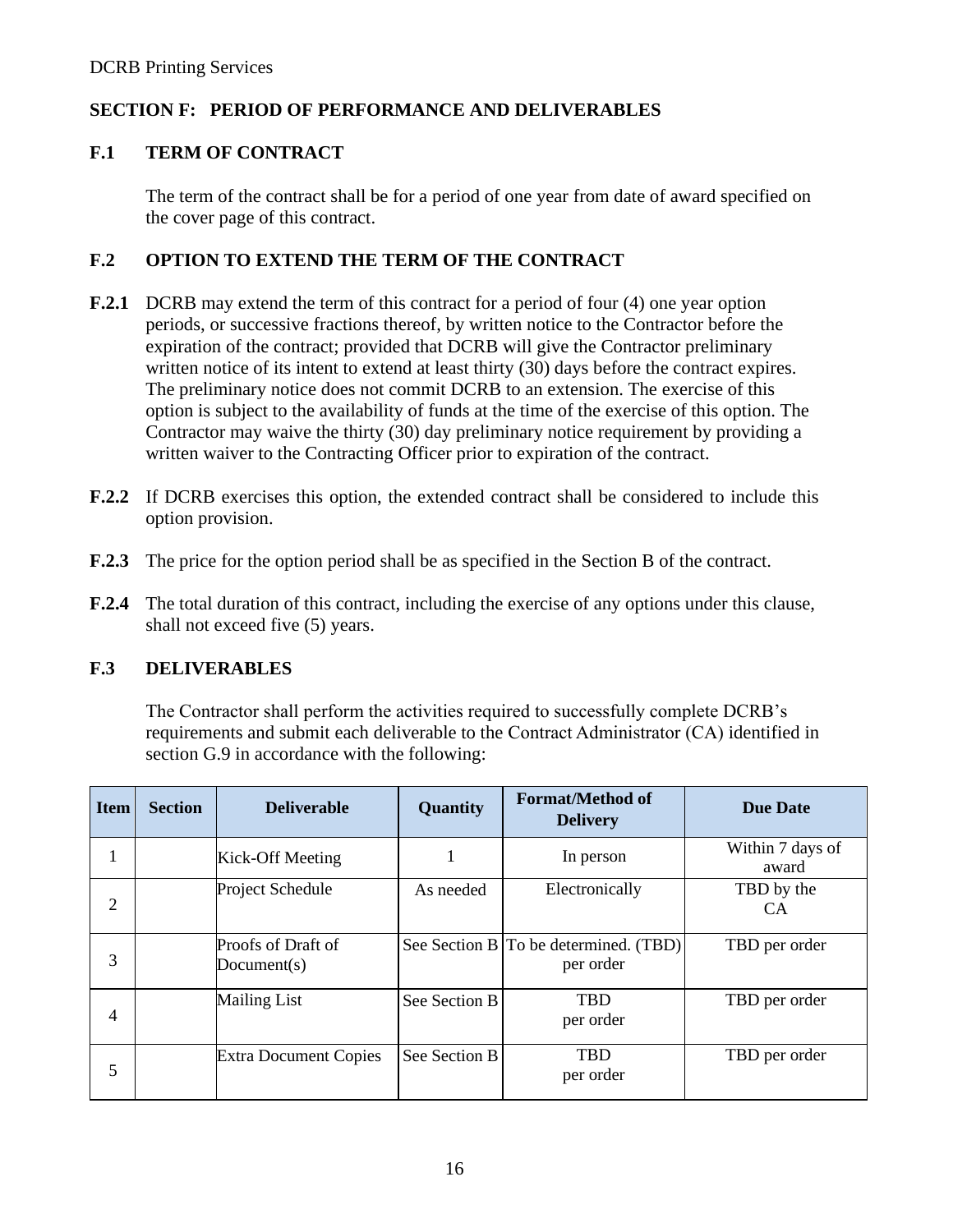## SECTION F: PERIOD OF PERFORMANCE AND DELIVERABLES

### F.1 TERM OF CONTRACT

The term of the contract shall be for a period of one year from date of award specified on the cover page of this contract.

### F.2 OPTION TO EXTEND THE TERM OF THE CONTRACT

**F.2.1** DCRB may extend the term of this contract for a period of four (4) one year option periods, or successive fractions thereof, by written notice to the Contractor before the expiration of the contract; provided that DCRB will give the Contractor preliminary written notice of its intent to extend at least thirty (30) days before the contract expires. The preliminary notice does not commit DCRB to an extension. The exercise of this option is subject to the availability of funds at the time of the exercise of this option. The Contractor may waive the thirty (30) day preliminary notice requirement by providing a written waiver to the Contracting Officer prior to expiration of the contract.

**F.2.2** If DCRB exercises this option, the extended contract shall be considered to include this option provision.

**F.2.3** The price for the option period shall be as specified in the Section B of the contract.

**F.2.4** The total duration of this contract, including the exercise of any options under this clause, shall not exceed five (5) years.

### F.3 DELIVERABLES

The Contractor shall perform the activities required to successfully complete DCRB's requirements and submit each deliverable to the Contract Administrator (CA) identified in section G.9 in accordance with the following:

| Item | Section | Deliverable | Quantity | Format/Method of Delivery | Due Date |
|---|---|---|---|---|---|
| 1 | | Kick-Off Meeting | 1 | In person | Within 7 days of award |
| 2 | | Project Schedule | As needed | Electronically | TBD by the CA |
| 3 | | Proofs of Draft of Document(s) | See Section B | To be determined. (TBD) per order | TBD per order |
| 4 | | Mailing List | See Section B | TBD per order | TBD per order |
| 5 | | Extra Document Copies | See Section B | TBD per order | TBD per order |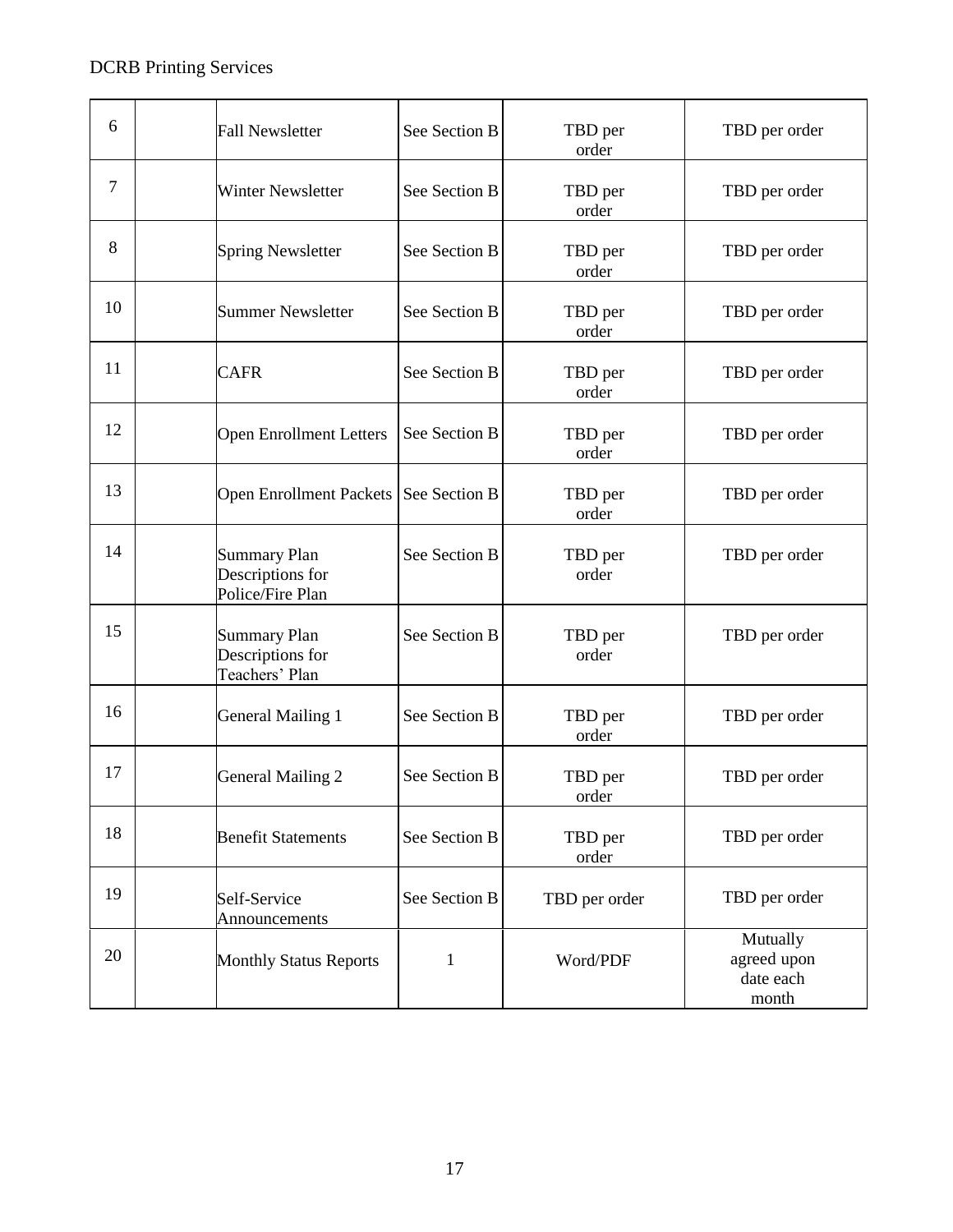| 6 | | Fall Newsletter | See Section B | TBD per order | TBD per order |
|---|---|---|---|---|---|
| 7 | | Winter Newsletter | See Section B | TBD per order | TBD per order |
| 8 | | Spring Newsletter | See Section B | TBD per order | TBD per order |
| 10 | | Summer Newsletter | See Section B | TBD per order | TBD per order |
| 11 | | CAFR | See Section B | TBD per order | TBD per order |
| 12 | | Open Enrollment Letters | See Section B | TBD per order | TBD per order |
| 13 | | Open Enrollment Packets | See Section B | TBD per order | TBD per order |
| 14 | | Summary Plan Descriptions for Police/Fire Plan | See Section B | TBD per order | TBD per order |
| 15 | | Summary Plan Descriptions for Teachers' Plan | See Section B | TBD per order | TBD per order |
| 16 | | General Mailing 1 | See Section B | TBD per order | TBD per order |
| 17 | | General Mailing 2 | See Section B | TBD per order | TBD per order |
| 18 | | Benefit Statements | See Section B | TBD per order | TBD per order |
| 19 | | Self-Service Announcements | See Section B | TBD per order | TBD per order |
| 20 | | Monthly Status Reports | 1 | Word/PDF | Mutually agreed upon date each month |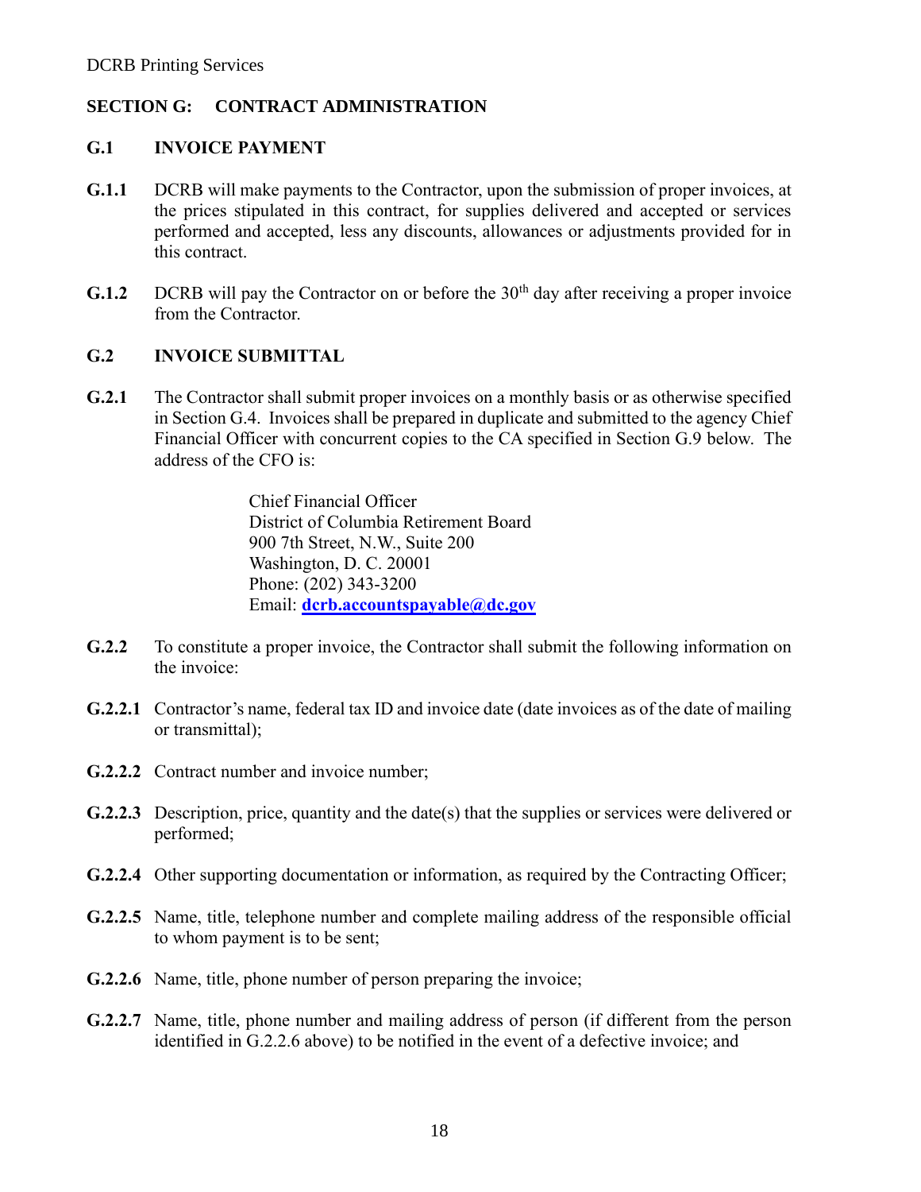## SECTION G: CONTRACT ADMINISTRATION

### G.1 INVOICE PAYMENT

**G.1.1** DCRB will make payments to the Contractor, upon the submission of proper invoices, at the prices stipulated in this contract, for supplies delivered and accepted or services performed and accepted, less any discounts, allowances or adjustments provided for in this contract.

**G.1.2** DCRB will pay the Contractor on or before the 30th day after receiving a proper invoice from the Contractor.

### G.2 INVOICE SUBMITTAL

**G.2.1** The Contractor shall submit proper invoices on a monthly basis or as otherwise specified in Section G.4. Invoices shall be prepared in duplicate and submitted to the agency Chief Financial Officer with concurrent copies to the CA specified in Section G.9 below. The address of the CFO is:

> Chief Financial Officer
> District of Columbia Retirement Board
> 900 7th Street, N.W., Suite 200
> Washington, D. C. 20001
> Phone: (202) 343-3200
> Email: **dcrb.accountspayable@dc.gov**

**G.2.2** To constitute a proper invoice, the Contractor shall submit the following information on the invoice:

**G.2.2.1** Contractor's name, federal tax ID and invoice date (date invoices as of the date of mailing or transmittal);

**G.2.2.2** Contract number and invoice number;

**G.2.2.3** Description, price, quantity and the date(s) that the supplies or services were delivered or performed;

**G.2.2.4** Other supporting documentation or information, as required by the Contracting Officer;

**G.2.2.5** Name, title, telephone number and complete mailing address of the responsible official to whom payment is to be sent;

**G.2.2.6** Name, title, phone number of person preparing the invoice;

**G.2.2.7** Name, title, phone number and mailing address of person (if different from the person identified in G.2.2.6 above) to be notified in the event of a defective invoice; and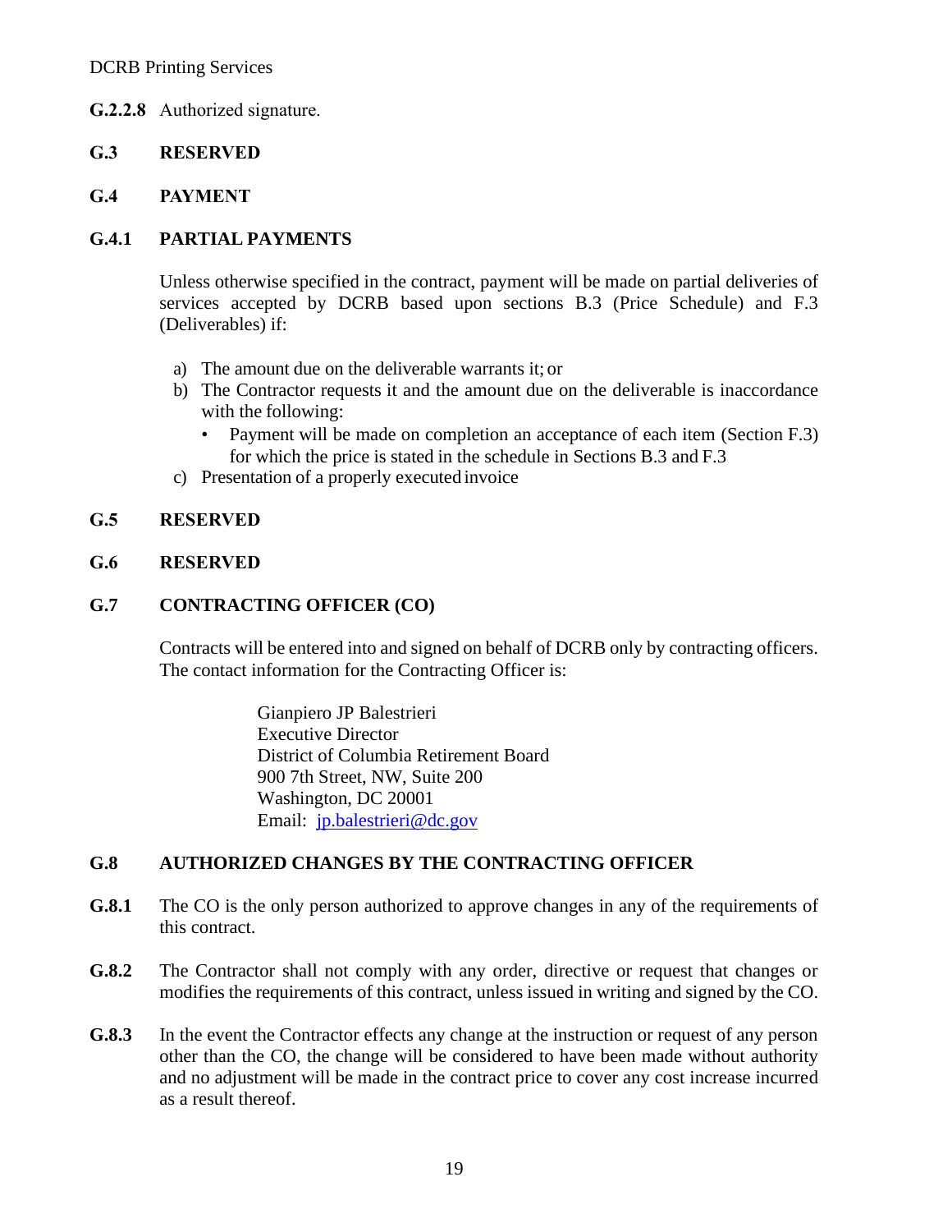**G.2.2.8** Authorized signature.

## G.3 RESERVED

## G.4 PAYMENT

### G.4.1 PARTIAL PAYMENTS

Unless otherwise specified in the contract, payment will be made on partial deliveries of services accepted by DCRB based upon sections B.3 (Price Schedule) and F.3 (Deliverables) if:

a) The amount due on the deliverable warrants it; or
b) The Contractor requests it and the amount due on the deliverable is inaccordance with the following:
   - Payment will be made on completion an acceptance of each item (Section F.3) for which the price is stated in the schedule in Sections B.3 and F.3
c) Presentation of a properly executed invoice

## G.5 RESERVED

## G.6 RESERVED

## G.7 CONTRACTING OFFICER (CO)

Contracts will be entered into and signed on behalf of DCRB only by contracting officers. The contact information for the Contracting Officer is:

Gianpiero JP Balestrieri
Executive Director
District of Columbia Retirement Board
900 7th Street, NW, Suite 200
Washington, DC 20001
Email: jp.balestrieri@dc.gov

## G.8 AUTHORIZED CHANGES BY THE CONTRACTING OFFICER

**G.8.1** The CO is the only person authorized to approve changes in any of the requirements of this contract.

**G.8.2** The Contractor shall not comply with any order, directive or request that changes or modifies the requirements of this contract, unless issued in writing and signed by the CO.

**G.8.3** In the event the Contractor effects any change at the instruction or request of any person other than the CO, the change will be considered to have been made without authority and no adjustment will be made in the contract price to cover any cost increase incurred as a result thereof.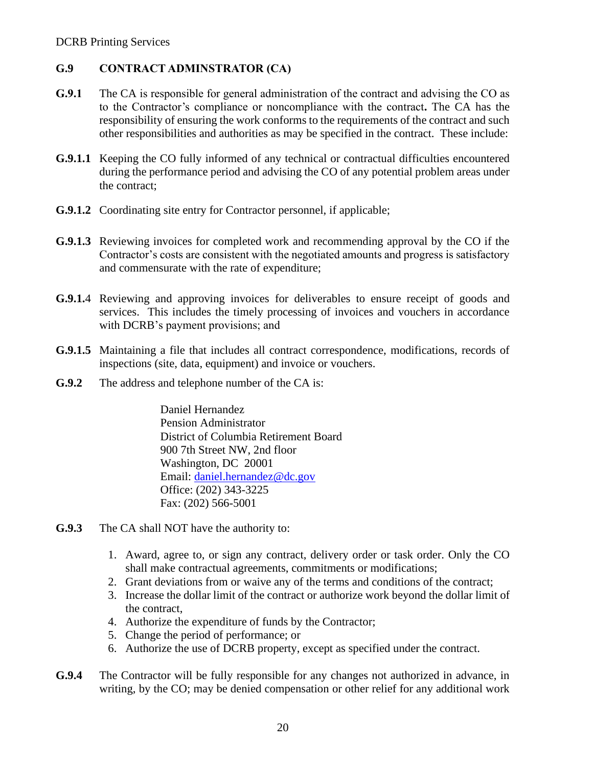## G.9 CONTRACT ADMINSTRATOR (CA)

**G.9.1** The CA is responsible for general administration of the contract and advising the CO as to the Contractor's compliance or noncompliance with the contract**.** The CA has the responsibility of ensuring the work conforms to the requirements of the contract and such other responsibilities and authorities as may be specified in the contract. These include:

**G.9.1.1** Keeping the CO fully informed of any technical or contractual difficulties encountered during the performance period and advising the CO of any potential problem areas under the contract;

**G.9.1.2** Coordinating site entry for Contractor personnel, if applicable;

**G.9.1.3** Reviewing invoices for completed work and recommending approval by the CO if the Contractor's costs are consistent with the negotiated amounts and progress is satisfactory and commensurate with the rate of expenditure;

**G.9.1.**4 Reviewing and approving invoices for deliverables to ensure receipt of goods and services. This includes the timely processing of invoices and vouchers in accordance with DCRB's payment provisions; and

**G.9.1.5** Maintaining a file that includes all contract correspondence, modifications, records of inspections (site, data, equipment) and invoice or vouchers.

**G.9.2** The address and telephone number of the CA is:

Daniel Hernandez
Pension Administrator
District of Columbia Retirement Board
900 7th Street NW, 2nd floor
Washington, DC 20001
Email: daniel.hernandez@dc.gov
Office: (202) 343-3225
Fax: (202) 566-5001

**G.9.3** The CA shall NOT have the authority to:

1. Award, agree to, or sign any contract, delivery order or task order. Only the CO shall make contractual agreements, commitments or modifications;
2. Grant deviations from or waive any of the terms and conditions of the contract;
3. Increase the dollar limit of the contract or authorize work beyond the dollar limit of the contract,
4. Authorize the expenditure of funds by the Contractor;
5. Change the period of performance; or
6. Authorize the use of DCRB property, except as specified under the contract.

**G.9.4** The Contractor will be fully responsible for any changes not authorized in advance, in writing, by the CO; may be denied compensation or other relief for any additional work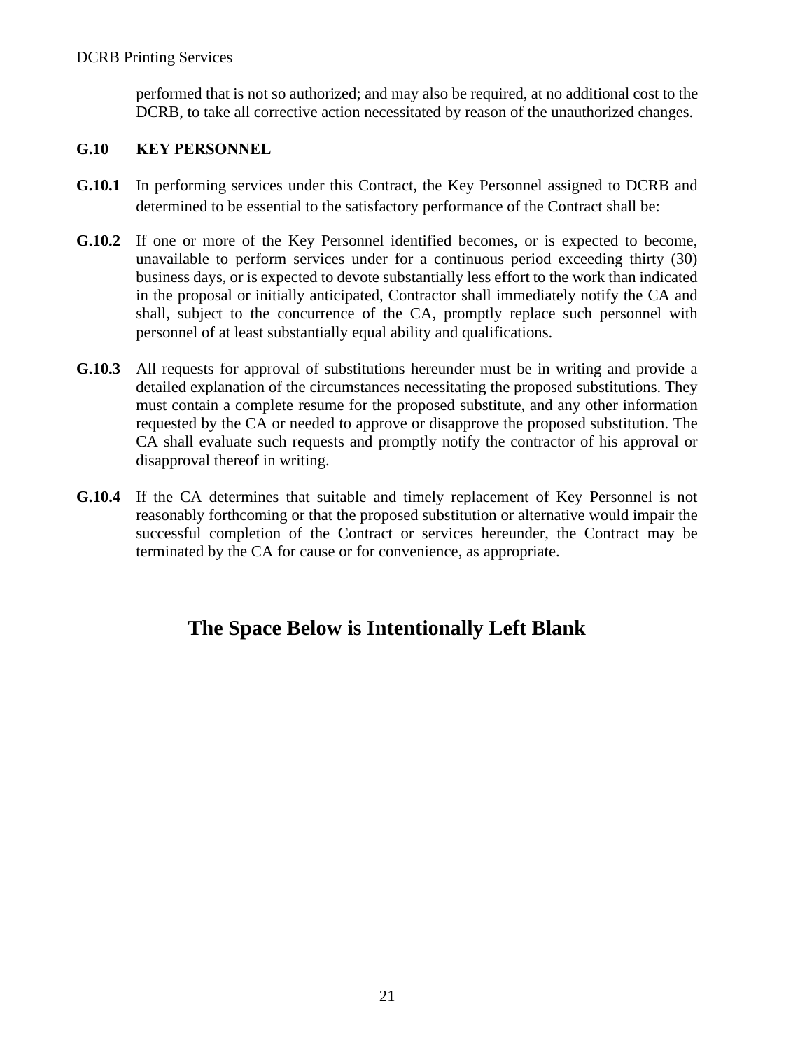performed that is not so authorized; and may also be required, at no additional cost to the DCRB, to take all corrective action necessitated by reason of the unauthorized changes.

### G.10 KEY PERSONNEL

**G.10.1** In performing services under this Contract, the Key Personnel assigned to DCRB and determined to be essential to the satisfactory performance of the Contract shall be:

**G.10.2** If one or more of the Key Personnel identified becomes, or is expected to become, unavailable to perform services under for a continuous period exceeding thirty (30) business days, or is expected to devote substantially less effort to the work than indicated in the proposal or initially anticipated, Contractor shall immediately notify the CA and shall, subject to the concurrence of the CA, promptly replace such personnel with personnel of at least substantially equal ability and qualifications.

**G.10.3** All requests for approval of substitutions hereunder must be in writing and provide a detailed explanation of the circumstances necessitating the proposed substitutions. They must contain a complete resume for the proposed substitute, and any other information requested by the CA or needed to approve or disapprove the proposed substitution. The CA shall evaluate such requests and promptly notify the contractor of his approval or disapproval thereof in writing.

**G.10.4** If the CA determines that suitable and timely replacement of Key Personnel is not reasonably forthcoming or that the proposed substitution or alternative would impair the successful completion of the Contract or services hereunder, the Contract may be terminated by the CA for cause or for convenience, as appropriate.

**The Space Below is Intentionally Left Blank**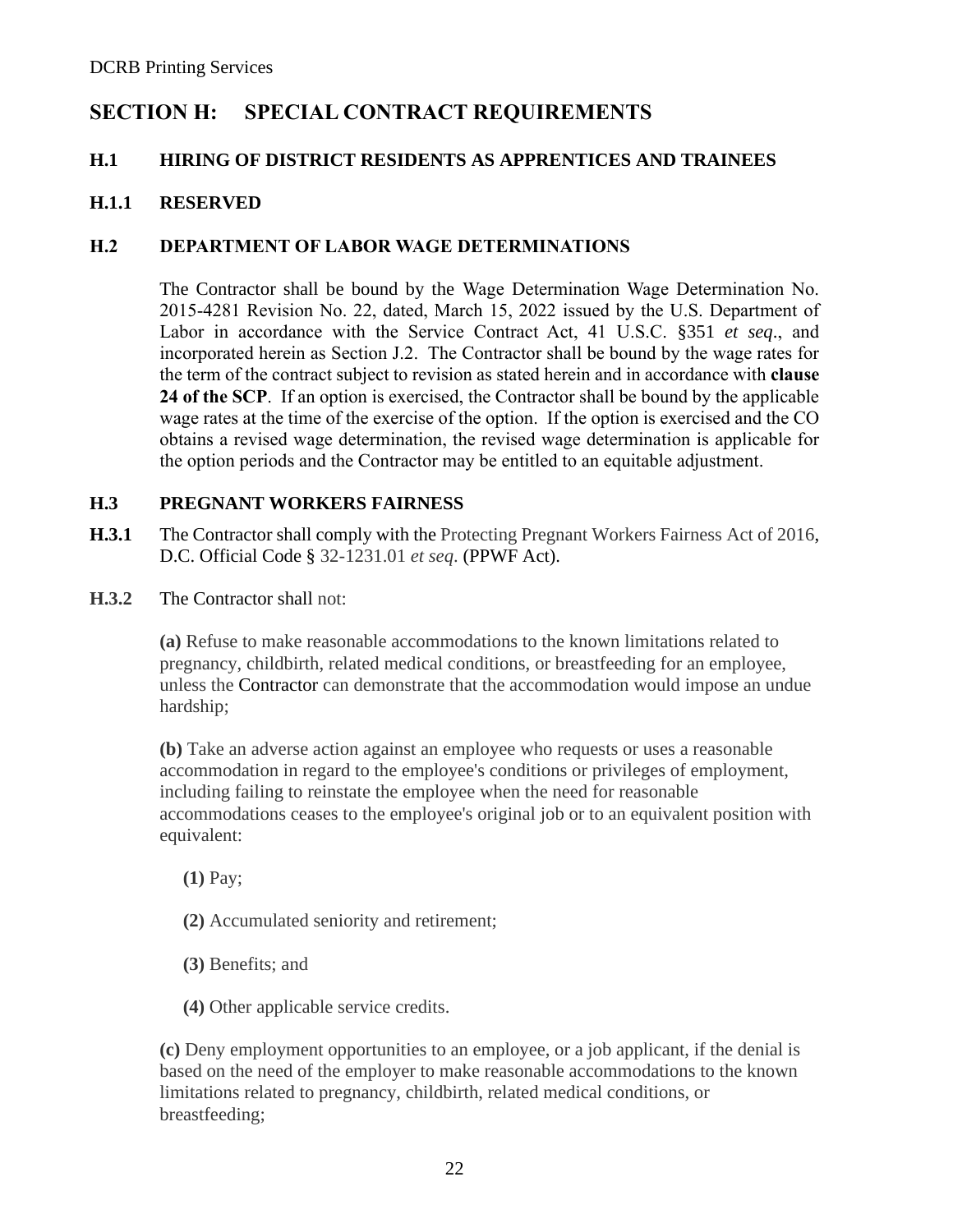## SECTION H: SPECIAL CONTRACT REQUIREMENTS

### H.1 HIRING OF DISTRICT RESIDENTS AS APPRENTICES AND TRAINEES

### H.1.1 RESERVED

### H.2 DEPARTMENT OF LABOR WAGE DETERMINATIONS

The Contractor shall be bound by the Wage Determination Wage Determination No. 2015-4281 Revision No. 22, dated, March 15, 2022 issued by the U.S. Department of Labor in accordance with the Service Contract Act, 41 U.S.C. §351 *et seq*., and incorporated herein as Section J.2. The Contractor shall be bound by the wage rates for the term of the contract subject to revision as stated herein and in accordance with **clause 24 of the SCP**. If an option is exercised, the Contractor shall be bound by the applicable wage rates at the time of the exercise of the option. If the option is exercised and the CO obtains a revised wage determination, the revised wage determination is applicable for the option periods and the Contractor may be entitled to an equitable adjustment.

### H.3 PREGNANT WORKERS FAIRNESS

**H.3.1** The Contractor shall comply with the Protecting Pregnant Workers Fairness Act of 2016, D.C. Official Code § 32-1231.01 *et seq*. (PPWF Act).

**H.3.2** The Contractor shall not:

**(a)** Refuse to make reasonable accommodations to the known limitations related to pregnancy, childbirth, related medical conditions, or breastfeeding for an employee, unless the Contractor can demonstrate that the accommodation would impose an undue hardship;

**(b)** Take an adverse action against an employee who requests or uses a reasonable accommodation in regard to the employee's conditions or privileges of employment, including failing to reinstate the employee when the need for reasonable accommodations ceases to the employee's original job or to an equivalent position with equivalent:

**(1)** Pay;

**(2)** Accumulated seniority and retirement;

**(3)** Benefits; and

**(4)** Other applicable service credits.

**(c)** Deny employment opportunities to an employee, or a job applicant, if the denial is based on the need of the employer to make reasonable accommodations to the known limitations related to pregnancy, childbirth, related medical conditions, or breastfeeding;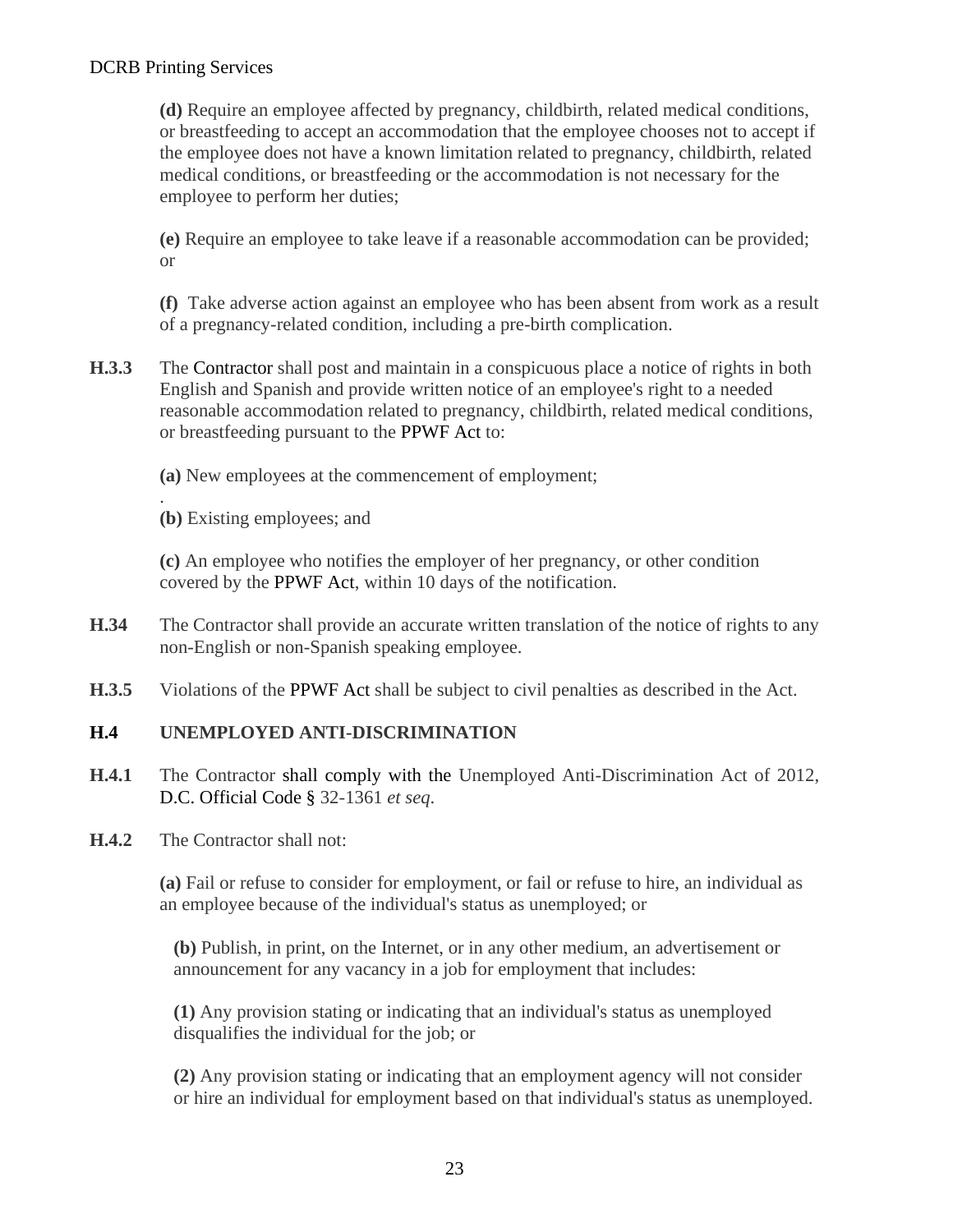**(d)** Require an employee affected by pregnancy, childbirth, related medical conditions, or breastfeeding to accept an accommodation that the employee chooses not to accept if the employee does not have a known limitation related to pregnancy, childbirth, related medical conditions, or breastfeeding or the accommodation is not necessary for the employee to perform her duties;

**(e)** Require an employee to take leave if a reasonable accommodation can be provided; or

**(f)** Take adverse action against an employee who has been absent from work as a result of a pregnancy-related condition, including a pre-birth complication.

**H.3.3** The Contractor shall post and maintain in a conspicuous place a notice of rights in both English and Spanish and provide written notice of an employee's right to a needed reasonable accommodation related to pregnancy, childbirth, related medical conditions, or breastfeeding pursuant to the PPWF Act to:

**(a)** New employees at the commencement of employment;
.
**(b)** Existing employees; and

**(c)** An employee who notifies the employer of her pregnancy, or other condition covered by the PPWF Act, within 10 days of the notification.

**H.34** The Contractor shall provide an accurate written translation of the notice of rights to any non-English or non-Spanish speaking employee.

**H.3.5** Violations of the PPWF Act shall be subject to civil penalties as described in the Act.

## H.4 UNEMPLOYED ANTI-DISCRIMINATION

**H.4.1** The Contractor shall comply with the Unemployed Anti-Discrimination Act of 2012, D.C. Official Code § 32-1361 *et seq*.

**H.4.2** The Contractor shall not:

**(a)** Fail or refuse to consider for employment, or fail or refuse to hire, an individual as an employee because of the individual's status as unemployed; or

**(b)** Publish, in print, on the Internet, or in any other medium, an advertisement or announcement for any vacancy in a job for employment that includes:

**(1)** Any provision stating or indicating that an individual's status as unemployed disqualifies the individual for the job; or

**(2)** Any provision stating or indicating that an employment agency will not consider or hire an individual for employment based on that individual's status as unemployed.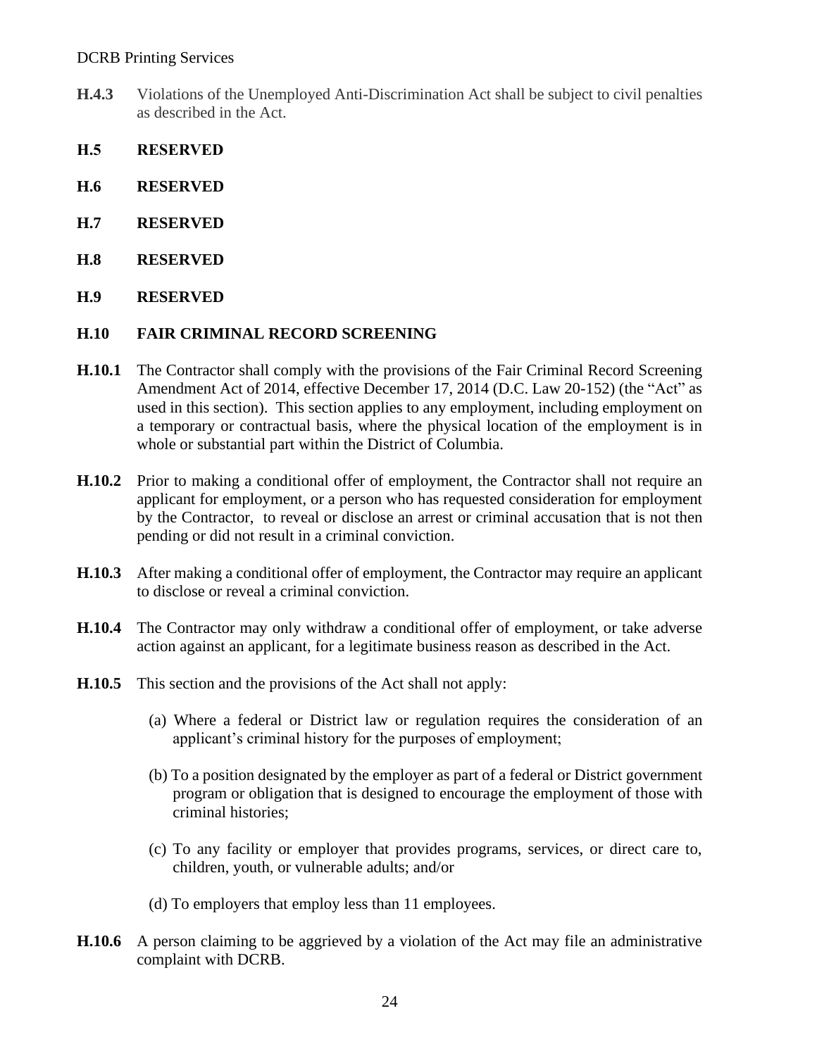**H.4.3** Violations of the Unemployed Anti-Discrimination Act shall be subject to civil penalties as described in the Act.

## H.5 RESERVED

## H.6 RESERVED

## H.7 RESERVED

## H.8 RESERVED

## H.9 RESERVED

## H.10 FAIR CRIMINAL RECORD SCREENING

**H.10.1** The Contractor shall comply with the provisions of the Fair Criminal Record Screening Amendment Act of 2014, effective December 17, 2014 (D.C. Law 20-152) (the "Act" as used in this section). This section applies to any employment, including employment on a temporary or contractual basis, where the physical location of the employment is in whole or substantial part within the District of Columbia.

**H.10.2** Prior to making a conditional offer of employment, the Contractor shall not require an applicant for employment, or a person who has requested consideration for employment by the Contractor, to reveal or disclose an arrest or criminal accusation that is not then pending or did not result in a criminal conviction.

**H.10.3** After making a conditional offer of employment, the Contractor may require an applicant to disclose or reveal a criminal conviction.

**H.10.4** The Contractor may only withdraw a conditional offer of employment, or take adverse action against an applicant, for a legitimate business reason as described in the Act.

**H.10.5** This section and the provisions of the Act shall not apply:

(a) Where a federal or District law or regulation requires the consideration of an applicant's criminal history for the purposes of employment;

(b) To a position designated by the employer as part of a federal or District government program or obligation that is designed to encourage the employment of those with criminal histories;

(c) To any facility or employer that provides programs, services, or direct care to, children, youth, or vulnerable adults; and/or

(d) To employers that employ less than 11 employees.

**H.10.6** A person claiming to be aggrieved by a violation of the Act may file an administrative complaint with DCRB.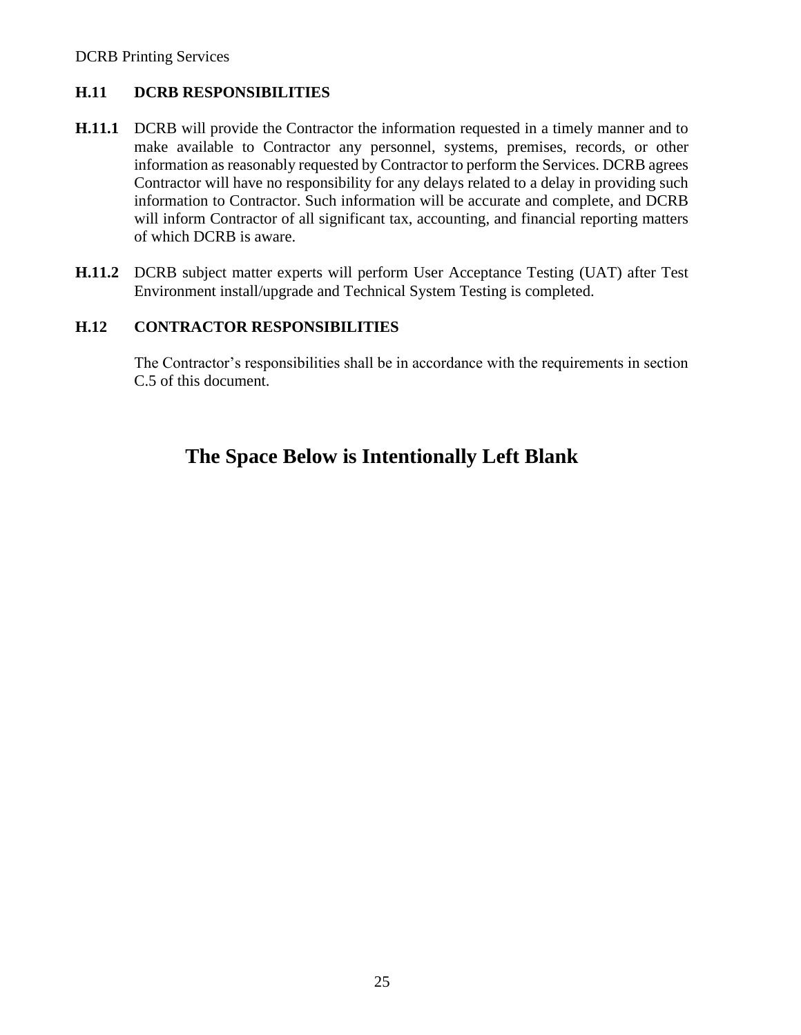### H.11 DCRB RESPONSIBILITIES

**H.11.1** DCRB will provide the Contractor the information requested in a timely manner and to make available to Contractor any personnel, systems, premises, records, or other information as reasonably requested by Contractor to perform the Services. DCRB agrees Contractor will have no responsibility for any delays related to a delay in providing such information to Contractor. Such information will be accurate and complete, and DCRB will inform Contractor of all significant tax, accounting, and financial reporting matters of which DCRB is aware.

**H.11.2** DCRB subject matter experts will perform User Acceptance Testing (UAT) after Test Environment install/upgrade and Technical System Testing is completed.

### H.12 CONTRACTOR RESPONSIBILITIES

The Contractor's responsibilities shall be in accordance with the requirements in section C.5 of this document.

**The Space Below is Intentionally Left Blank**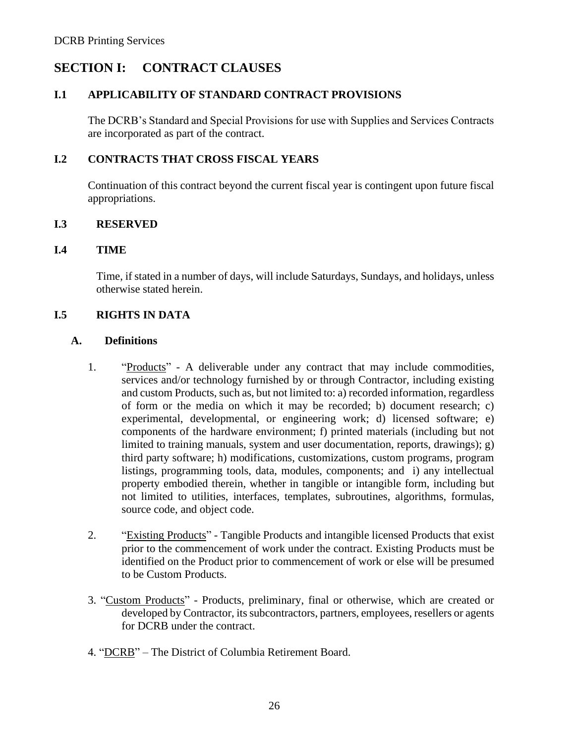# SECTION I: CONTRACT CLAUSES

## I.1 APPLICABILITY OF STANDARD CONTRACT PROVISIONS

The DCRB's Standard and Special Provisions for use with Supplies and Services Contracts are incorporated as part of the contract.

## I.2 CONTRACTS THAT CROSS FISCAL YEARS

Continuation of this contract beyond the current fiscal year is contingent upon future fiscal appropriations.

## I.3 RESERVED

## I.4 TIME

Time, if stated in a number of days, will include Saturdays, Sundays, and holidays, unless otherwise stated herein.

## I.5 RIGHTS IN DATA

### A. Definitions

1. "Products" - A deliverable under any contract that may include commodities, services and/or technology furnished by or through Contractor, including existing and custom Products, such as, but not limited to: a) recorded information, regardless of form or the media on which it may be recorded; b) document research; c) experimental, developmental, or engineering work; d) licensed software; e) components of the hardware environment; f) printed materials (including but not limited to training manuals, system and user documentation, reports, drawings); g) third party software; h) modifications, customizations, custom programs, program listings, programming tools, data, modules, components; and i) any intellectual property embodied therein, whether in tangible or intangible form, including but not limited to utilities, interfaces, templates, subroutines, algorithms, formulas, source code, and object code.

2. "Existing Products" - Tangible Products and intangible licensed Products that exist prior to the commencement of work under the contract. Existing Products must be identified on the Product prior to commencement of work or else will be presumed to be Custom Products.

3. "Custom Products" - Products, preliminary, final or otherwise, which are created or developed by Contractor, its subcontractors, partners, employees, resellers or agents for DCRB under the contract.

4. "DCRB" – The District of Columbia Retirement Board.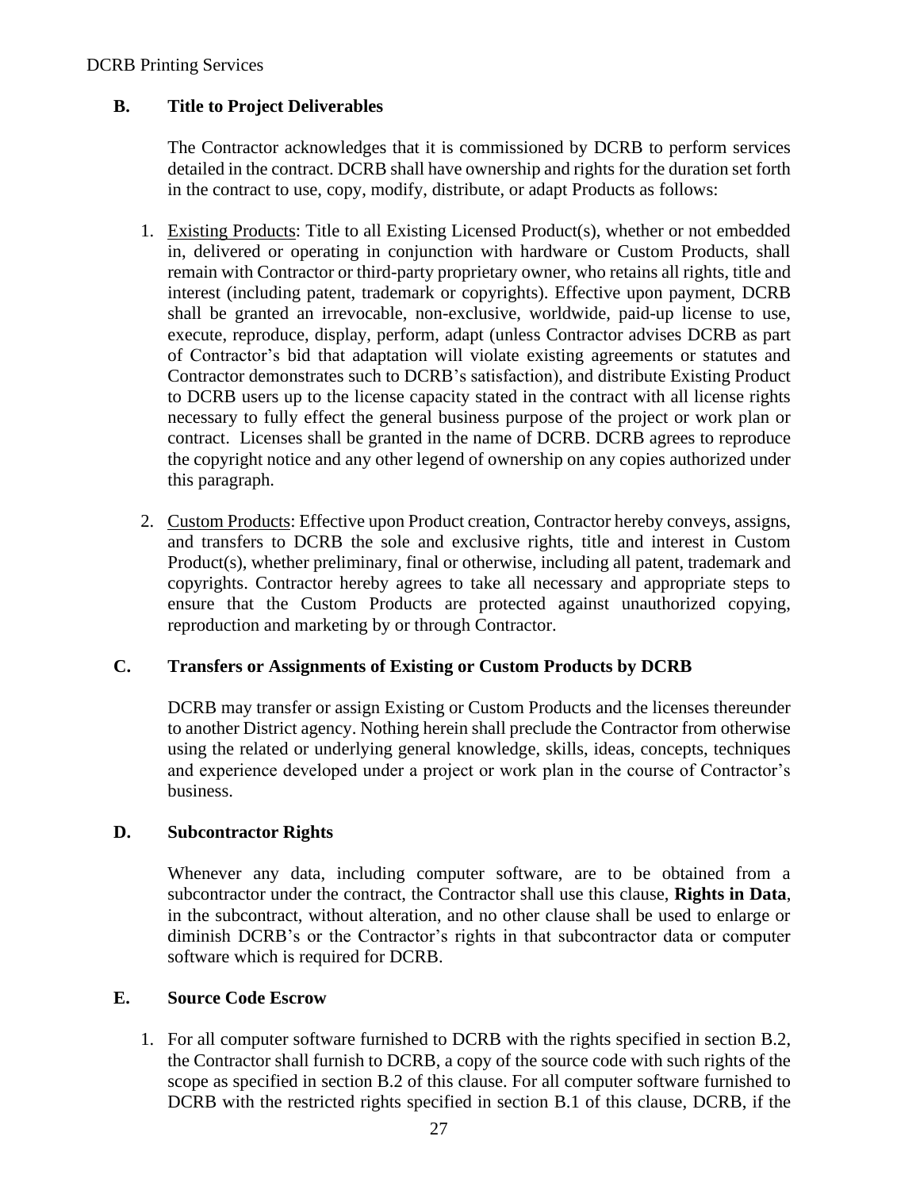### B. Title to Project Deliverables

The Contractor acknowledges that it is commissioned by DCRB to perform services detailed in the contract. DCRB shall have ownership and rights for the duration set forth in the contract to use, copy, modify, distribute, or adapt Products as follows:

1. <u>Existing Products</u>: Title to all Existing Licensed Product(s), whether or not embedded in, delivered or operating in conjunction with hardware or Custom Products, shall remain with Contractor or third-party proprietary owner, who retains all rights, title and interest (including patent, trademark or copyrights). Effective upon payment, DCRB shall be granted an irrevocable, non-exclusive, worldwide, paid-up license to use, execute, reproduce, display, perform, adapt (unless Contractor advises DCRB as part of Contractor's bid that adaptation will violate existing agreements or statutes and Contractor demonstrates such to DCRB's satisfaction), and distribute Existing Product to DCRB users up to the license capacity stated in the contract with all license rights necessary to fully effect the general business purpose of the project or work plan or contract. Licenses shall be granted in the name of DCRB. DCRB agrees to reproduce the copyright notice and any other legend of ownership on any copies authorized under this paragraph.

2. <u>Custom Products</u>: Effective upon Product creation, Contractor hereby conveys, assigns, and transfers to DCRB the sole and exclusive rights, title and interest in Custom Product(s), whether preliminary, final or otherwise, including all patent, trademark and copyrights. Contractor hereby agrees to take all necessary and appropriate steps to ensure that the Custom Products are protected against unauthorized copying, reproduction and marketing by or through Contractor.

### C. Transfers or Assignments of Existing or Custom Products by DCRB

DCRB may transfer or assign Existing or Custom Products and the licenses thereunder to another District agency. Nothing herein shall preclude the Contractor from otherwise using the related or underlying general knowledge, skills, ideas, concepts, techniques and experience developed under a project or work plan in the course of Contractor's business.

### D. Subcontractor Rights

Whenever any data, including computer software, are to be obtained from a subcontractor under the contract, the Contractor shall use this clause, **Rights in Data**, in the subcontract, without alteration, and no other clause shall be used to enlarge or diminish DCRB's or the Contractor's rights in that subcontractor data or computer software which is required for DCRB.

### E. Source Code Escrow

1. For all computer software furnished to DCRB with the rights specified in section B.2, the Contractor shall furnish to DCRB, a copy of the source code with such rights of the scope as specified in section B.2 of this clause. For all computer software furnished to DCRB with the restricted rights specified in section B.1 of this clause, DCRB, if the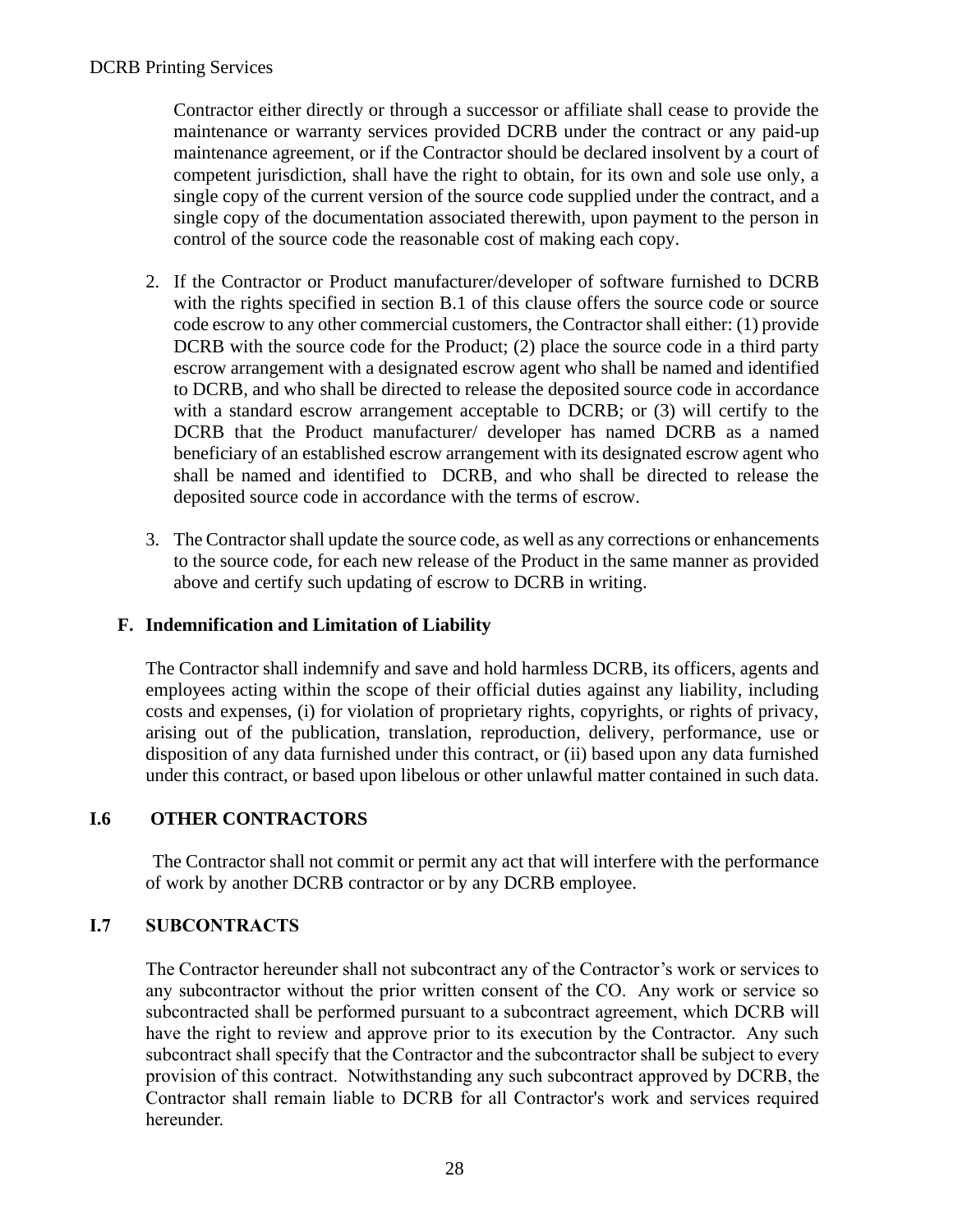Contractor either directly or through a successor or affiliate shall cease to provide the maintenance or warranty services provided DCRB under the contract or any paid-up maintenance agreement, or if the Contractor should be declared insolvent by a court of competent jurisdiction, shall have the right to obtain, for its own and sole use only, a single copy of the current version of the source code supplied under the contract, and a single copy of the documentation associated therewith, upon payment to the person in control of the source code the reasonable cost of making each copy.

2. If the Contractor or Product manufacturer/developer of software furnished to DCRB with the rights specified in section B.1 of this clause offers the source code or source code escrow to any other commercial customers, the Contractor shall either: (1) provide DCRB with the source code for the Product; (2) place the source code in a third party escrow arrangement with a designated escrow agent who shall be named and identified to DCRB, and who shall be directed to release the deposited source code in accordance with a standard escrow arrangement acceptable to DCRB; or (3) will certify to the DCRB that the Product manufacturer/ developer has named DCRB as a named beneficiary of an established escrow arrangement with its designated escrow agent who shall be named and identified to DCRB, and who shall be directed to release the deposited source code in accordance with the terms of escrow.

3. The Contractor shall update the source code, as well as any corrections or enhancements to the source code, for each new release of the Product in the same manner as provided above and certify such updating of escrow to DCRB in writing.

**F. Indemnification and Limitation of Liability**

The Contractor shall indemnify and save and hold harmless DCRB, its officers, agents and employees acting within the scope of their official duties against any liability, including costs and expenses, (i) for violation of proprietary rights, copyrights, or rights of privacy, arising out of the publication, translation, reproduction, delivery, performance, use or disposition of any data furnished under this contract, or (ii) based upon any data furnished under this contract, or based upon libelous or other unlawful matter contained in such data.

## I.6 OTHER CONTRACTORS

The Contractor shall not commit or permit any act that will interfere with the performance of work by another DCRB contractor or by any DCRB employee.

## I.7 SUBCONTRACTS

The Contractor hereunder shall not subcontract any of the Contractor's work or services to any subcontractor without the prior written consent of the CO. Any work or service so subcontracted shall be performed pursuant to a subcontract agreement, which DCRB will have the right to review and approve prior to its execution by the Contractor. Any such subcontract shall specify that the Contractor and the subcontractor shall be subject to every provision of this contract. Notwithstanding any such subcontract approved by DCRB, the Contractor shall remain liable to DCRB for all Contractor's work and services required hereunder.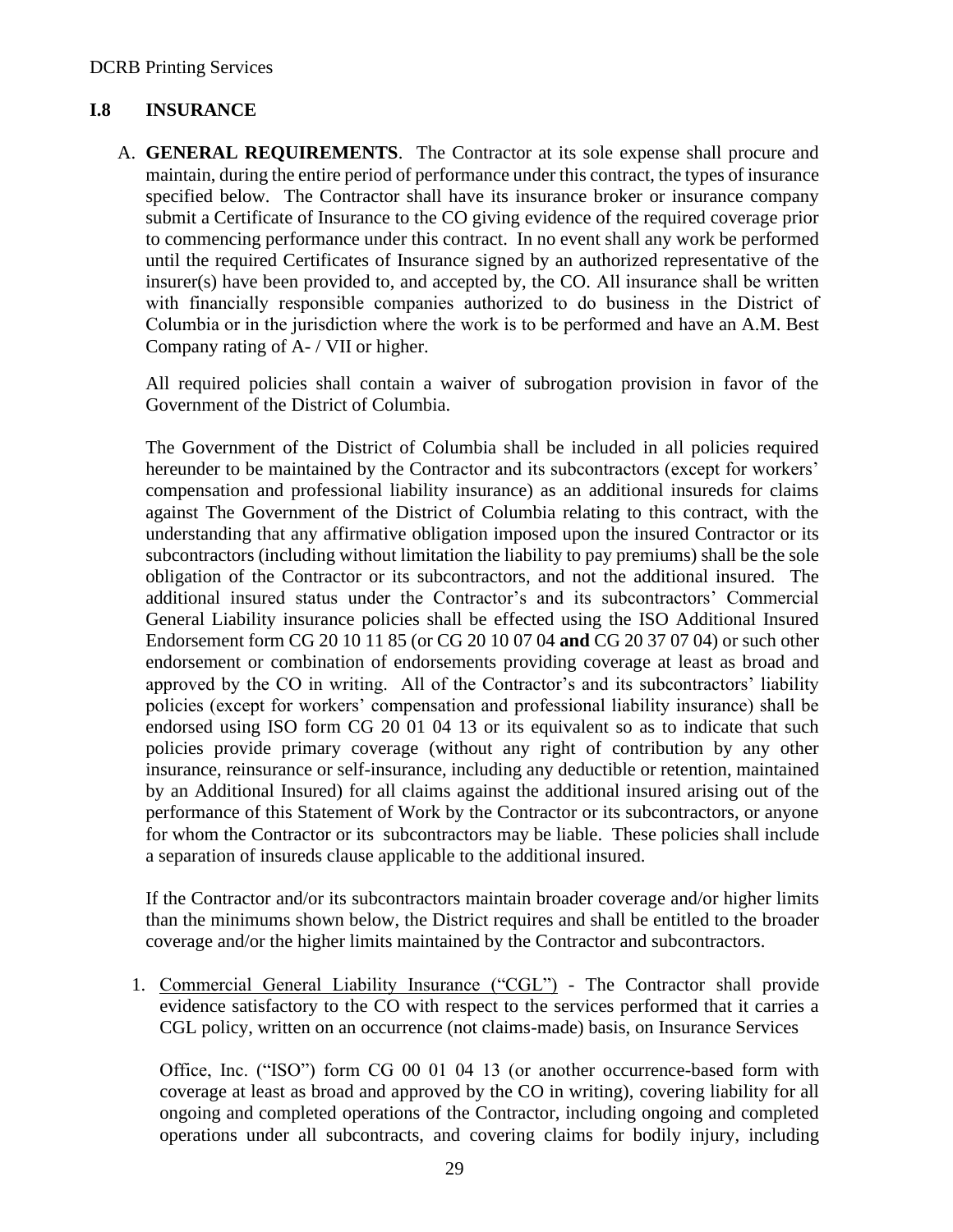## I.8 INSURANCE

A. **GENERAL REQUIREMENTS**. The Contractor at its sole expense shall procure and maintain, during the entire period of performance under this contract, the types of insurance specified below. The Contractor shall have its insurance broker or insurance company submit a Certificate of Insurance to the CO giving evidence of the required coverage prior to commencing performance under this contract. In no event shall any work be performed until the required Certificates of Insurance signed by an authorized representative of the insurer(s) have been provided to, and accepted by, the CO. All insurance shall be written with financially responsible companies authorized to do business in the District of Columbia or in the jurisdiction where the work is to be performed and have an A.M. Best Company rating of A- / VII or higher.

   All required policies shall contain a waiver of subrogation provision in favor of the Government of the District of Columbia.

   The Government of the District of Columbia shall be included in all policies required hereunder to be maintained by the Contractor and its subcontractors (except for workers' compensation and professional liability insurance) as an additional insureds for claims against The Government of the District of Columbia relating to this contract, with the understanding that any affirmative obligation imposed upon the insured Contractor or its subcontractors (including without limitation the liability to pay premiums) shall be the sole obligation of the Contractor or its subcontractors, and not the additional insured. The additional insured status under the Contractor's and its subcontractors' Commercial General Liability insurance policies shall be effected using the ISO Additional Insured Endorsement form CG 20 10 11 85 (or CG 20 10 07 04 **and** CG 20 37 07 04) or such other endorsement or combination of endorsements providing coverage at least as broad and approved by the CO in writing. All of the Contractor's and its subcontractors' liability policies (except for workers' compensation and professional liability insurance) shall be endorsed using ISO form CG 20 01 04 13 or its equivalent so as to indicate that such policies provide primary coverage (without any right of contribution by any other insurance, reinsurance or self-insurance, including any deductible or retention, maintained by an Additional Insured) for all claims against the additional insured arising out of the performance of this Statement of Work by the Contractor or its subcontractors, or anyone for whom the Contractor or its subcontractors may be liable. These policies shall include a separation of insureds clause applicable to the additional insured.

   If the Contractor and/or its subcontractors maintain broader coverage and/or higher limits than the minimums shown below, the District requires and shall be entitled to the broader coverage and/or the higher limits maintained by the Contractor and subcontractors.

   1. Commercial General Liability Insurance ("CGL") - The Contractor shall provide evidence satisfactory to the CO with respect to the services performed that it carries a CGL policy, written on an occurrence (not claims-made) basis, on Insurance Services

      Office, Inc. ("ISO") form CG 00 01 04 13 (or another occurrence-based form with coverage at least as broad and approved by the CO in writing), covering liability for all ongoing and completed operations of the Contractor, including ongoing and completed operations under all subcontracts, and covering claims for bodily injury, including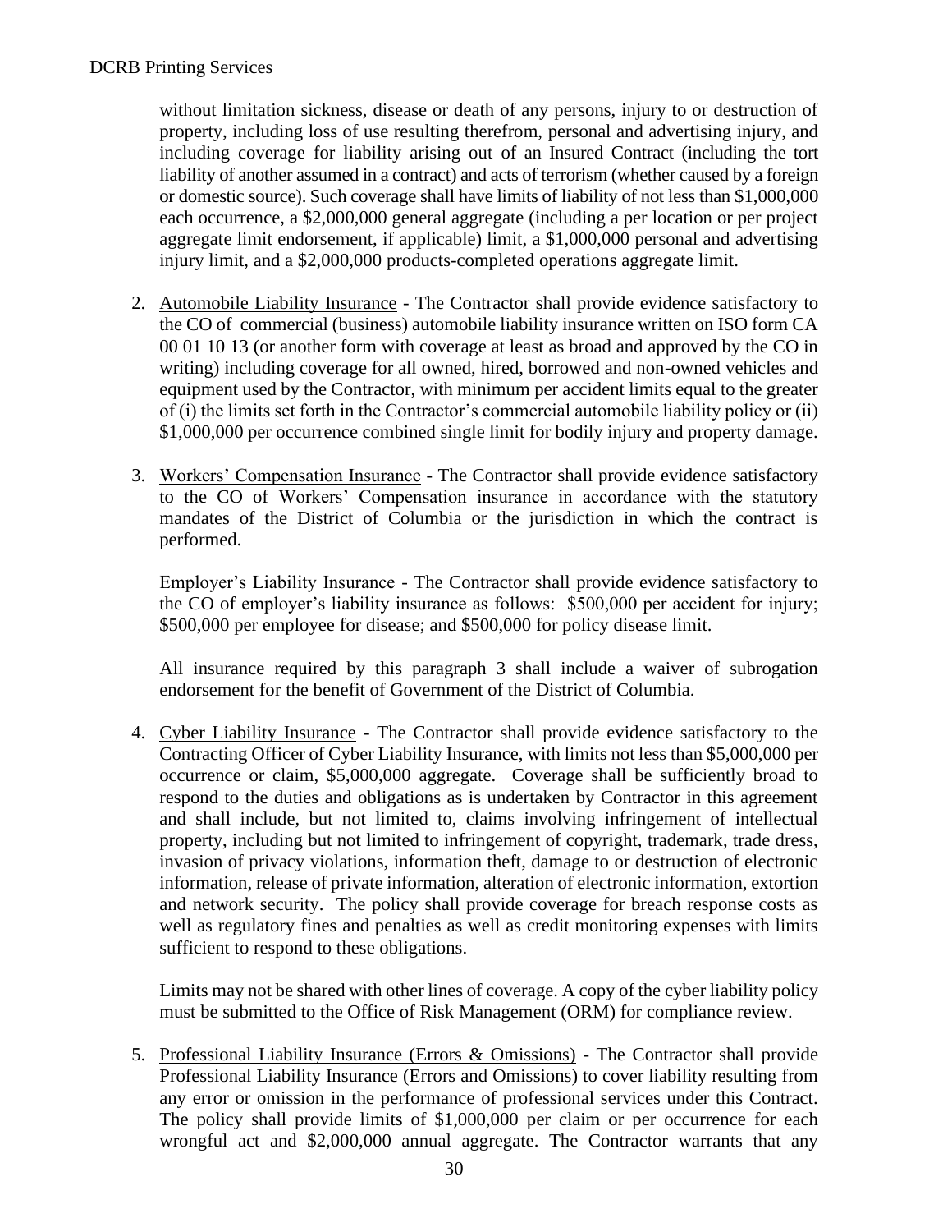without limitation sickness, disease or death of any persons, injury to or destruction of property, including loss of use resulting therefrom, personal and advertising injury, and including coverage for liability arising out of an Insured Contract (including the tort liability of another assumed in a contract) and acts of terrorism (whether caused by a foreign or domestic source). Such coverage shall have limits of liability of not less than $1,000,000 each occurrence, a $2,000,000 general aggregate (including a per location or per project aggregate limit endorsement, if applicable) limit, a $1,000,000 personal and advertising injury limit, and a $2,000,000 products-completed operations aggregate limit.

2. Automobile Liability Insurance - The Contractor shall provide evidence satisfactory to the CO of commercial (business) automobile liability insurance written on ISO form CA 00 01 10 13 (or another form with coverage at least as broad and approved by the CO in writing) including coverage for all owned, hired, borrowed and non-owned vehicles and equipment used by the Contractor, with minimum per accident limits equal to the greater of (i) the limits set forth in the Contractor's commercial automobile liability policy or (ii) $1,000,000 per occurrence combined single limit for bodily injury and property damage.

3. Workers' Compensation Insurance - The Contractor shall provide evidence satisfactory to the CO of Workers' Compensation insurance in accordance with the statutory mandates of the District of Columbia or the jurisdiction in which the contract is performed.

   Employer's Liability Insurance - The Contractor shall provide evidence satisfactory to the CO of employer's liability insurance as follows: $500,000 per accident for injury; $500,000 per employee for disease; and $500,000 for policy disease limit.

   All insurance required by this paragraph 3 shall include a waiver of subrogation endorsement for the benefit of Government of the District of Columbia.

4. Cyber Liability Insurance - The Contractor shall provide evidence satisfactory to the Contracting Officer of Cyber Liability Insurance, with limits not less than $5,000,000 per occurrence or claim, $5,000,000 aggregate. Coverage shall be sufficiently broad to respond to the duties and obligations as is undertaken by Contractor in this agreement and shall include, but not limited to, claims involving infringement of intellectual property, including but not limited to infringement of copyright, trademark, trade dress, invasion of privacy violations, information theft, damage to or destruction of electronic information, release of private information, alteration of electronic information, extortion and network security. The policy shall provide coverage for breach response costs as well as regulatory fines and penalties as well as credit monitoring expenses with limits sufficient to respond to these obligations.

   Limits may not be shared with other lines of coverage. A copy of the cyber liability policy must be submitted to the Office of Risk Management (ORM) for compliance review.

5. Professional Liability Insurance (Errors & Omissions) - The Contractor shall provide Professional Liability Insurance (Errors and Omissions) to cover liability resulting from any error or omission in the performance of professional services under this Contract. The policy shall provide limits of $1,000,000 per claim or per occurrence for each wrongful act and $2,000,000 annual aggregate. The Contractor warrants that any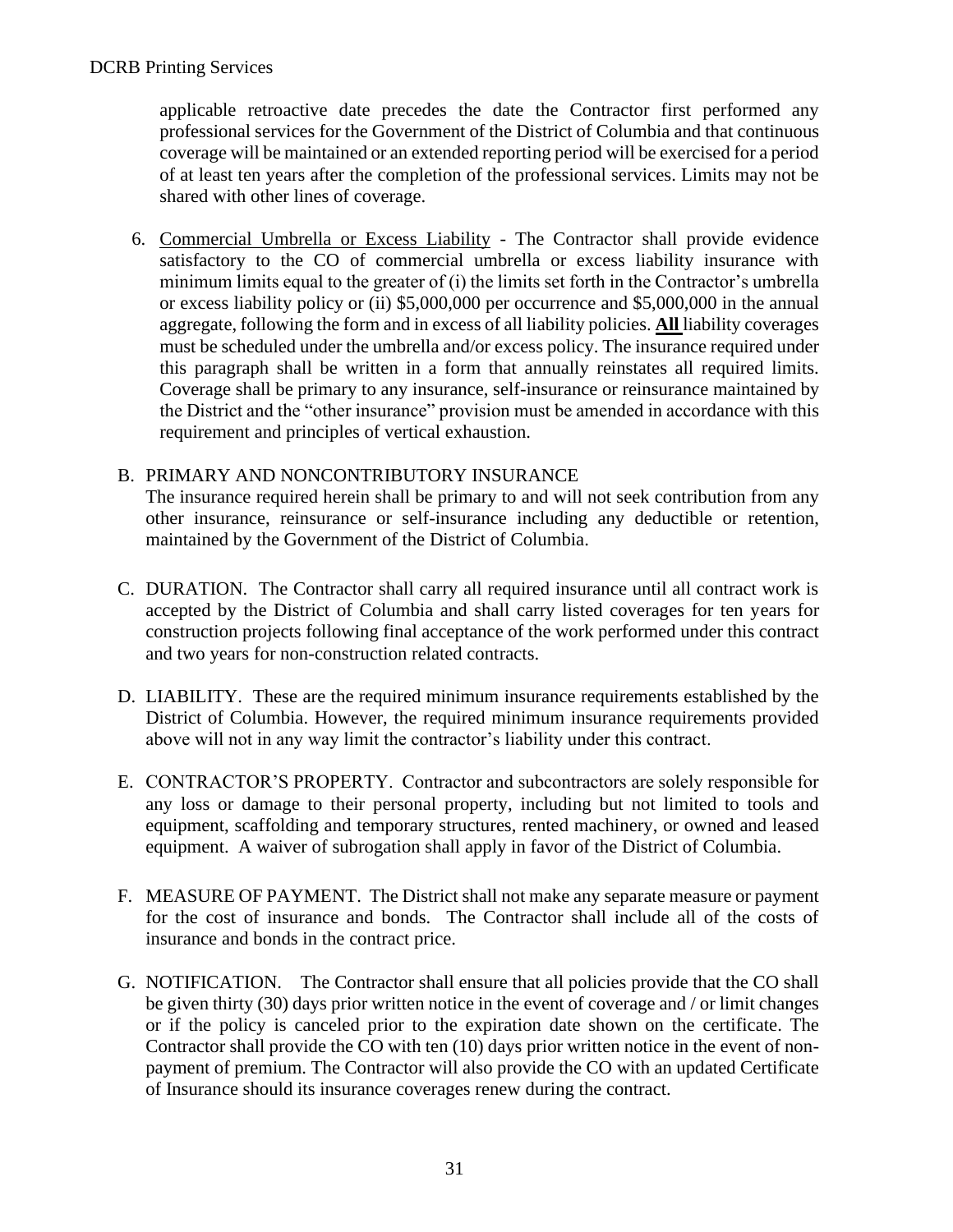applicable retroactive date precedes the date the Contractor first performed any professional services for the Government of the District of Columbia and that continuous coverage will be maintained or an extended reporting period will be exercised for a period of at least ten years after the completion of the professional services. Limits may not be shared with other lines of coverage.

6. Commercial Umbrella or Excess Liability - The Contractor shall provide evidence satisfactory to the CO of commercial umbrella or excess liability insurance with minimum limits equal to the greater of (i) the limits set forth in the Contractor's umbrella or excess liability policy or (ii) $5,000,000 per occurrence and $5,000,000 in the annual aggregate, following the form and in excess of all liability policies. **All** liability coverages must be scheduled under the umbrella and/or excess policy. The insurance required under this paragraph shall be written in a form that annually reinstates all required limits. Coverage shall be primary to any insurance, self-insurance or reinsurance maintained by the District and the "other insurance" provision must be amended in accordance with this requirement and principles of vertical exhaustion.

B. PRIMARY AND NONCONTRIBUTORY INSURANCE
The insurance required herein shall be primary to and will not seek contribution from any other insurance, reinsurance or self-insurance including any deductible or retention, maintained by the Government of the District of Columbia.

C. DURATION. The Contractor shall carry all required insurance until all contract work is accepted by the District of Columbia and shall carry listed coverages for ten years for construction projects following final acceptance of the work performed under this contract and two years for non-construction related contracts.

D. LIABILITY. These are the required minimum insurance requirements established by the District of Columbia. However, the required minimum insurance requirements provided above will not in any way limit the contractor's liability under this contract.

E. CONTRACTOR'S PROPERTY. Contractor and subcontractors are solely responsible for any loss or damage to their personal property, including but not limited to tools and equipment, scaffolding and temporary structures, rented machinery, or owned and leased equipment. A waiver of subrogation shall apply in favor of the District of Columbia.

F. MEASURE OF PAYMENT. The District shall not make any separate measure or payment for the cost of insurance and bonds. The Contractor shall include all of the costs of insurance and bonds in the contract price.

G. NOTIFICATION. The Contractor shall ensure that all policies provide that the CO shall be given thirty (30) days prior written notice in the event of coverage and / or limit changes or if the policy is canceled prior to the expiration date shown on the certificate. The Contractor shall provide the CO with ten (10) days prior written notice in the event of non-payment of premium. The Contractor will also provide the CO with an updated Certificate of Insurance should its insurance coverages renew during the contract.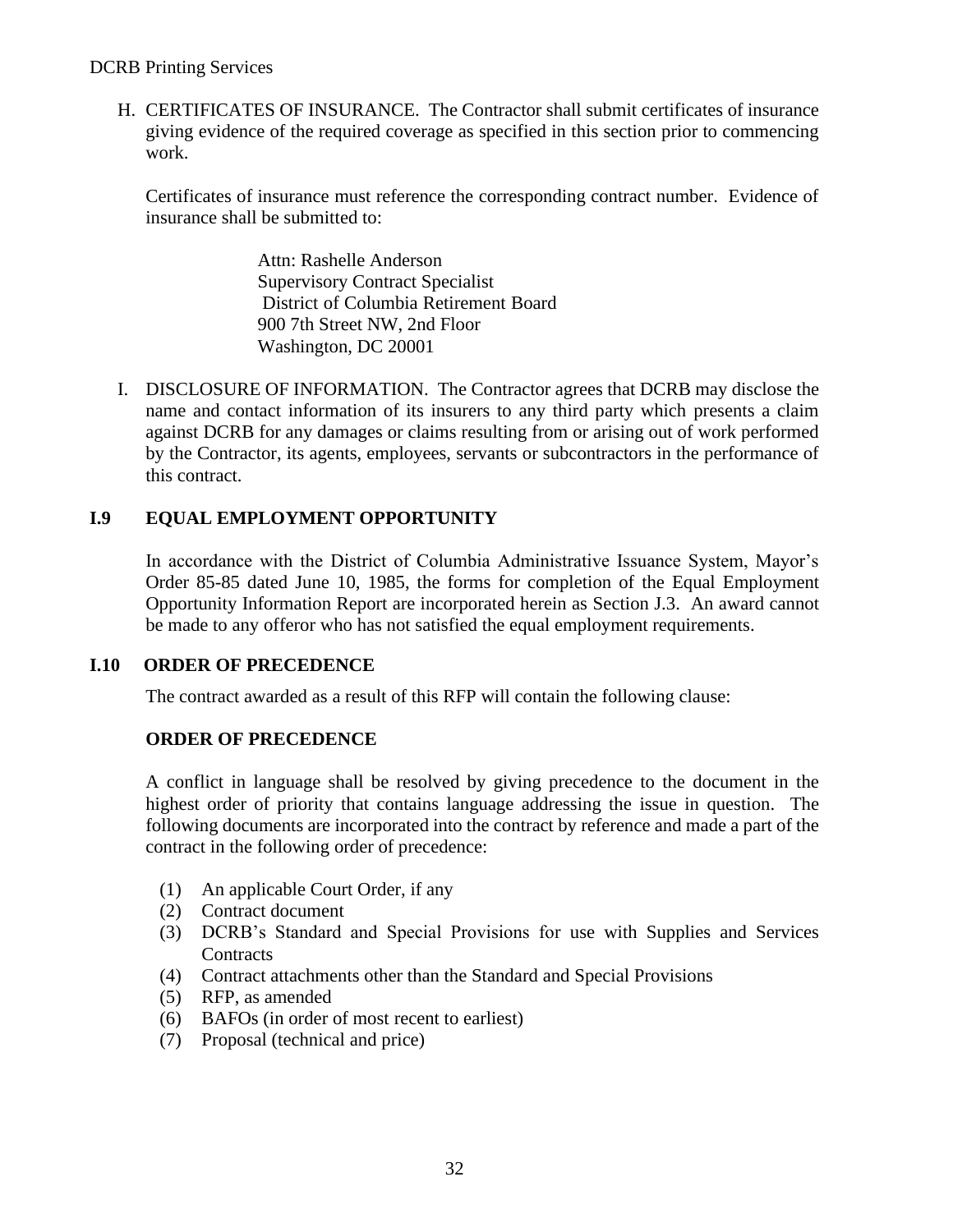H. CERTIFICATES OF INSURANCE. The Contractor shall submit certificates of insurance giving evidence of the required coverage as specified in this section prior to commencing work.

   Certificates of insurance must reference the corresponding contract number. Evidence of insurance shall be submitted to:

   Attn: Rashelle Anderson
   Supervisory Contract Specialist
   District of Columbia Retirement Board
   900 7th Street NW, 2nd Floor
   Washington, DC 20001

I. DISCLOSURE OF INFORMATION. The Contractor agrees that DCRB may disclose the name and contact information of its insurers to any third party which presents a claim against DCRB for any damages or claims resulting from or arising out of work performed by the Contractor, its agents, employees, servants or subcontractors in the performance of this contract.

## I.9 EQUAL EMPLOYMENT OPPORTUNITY

In accordance with the District of Columbia Administrative Issuance System, Mayor's Order 85-85 dated June 10, 1985, the forms for completion of the Equal Employment Opportunity Information Report are incorporated herein as Section J.3. An award cannot be made to any offeror who has not satisfied the equal employment requirements.

## I.10 ORDER OF PRECEDENCE

The contract awarded as a result of this RFP will contain the following clause:

**ORDER OF PRECEDENCE**

A conflict in language shall be resolved by giving precedence to the document in the highest order of priority that contains language addressing the issue in question. The following documents are incorporated into the contract by reference and made a part of the contract in the following order of precedence:

(1) An applicable Court Order, if any
(2) Contract document
(3) DCRB's Standard and Special Provisions for use with Supplies and Services Contracts
(4) Contract attachments other than the Standard and Special Provisions
(5) RFP, as amended
(6) BAFOs (in order of most recent to earliest)
(7) Proposal (technical and price)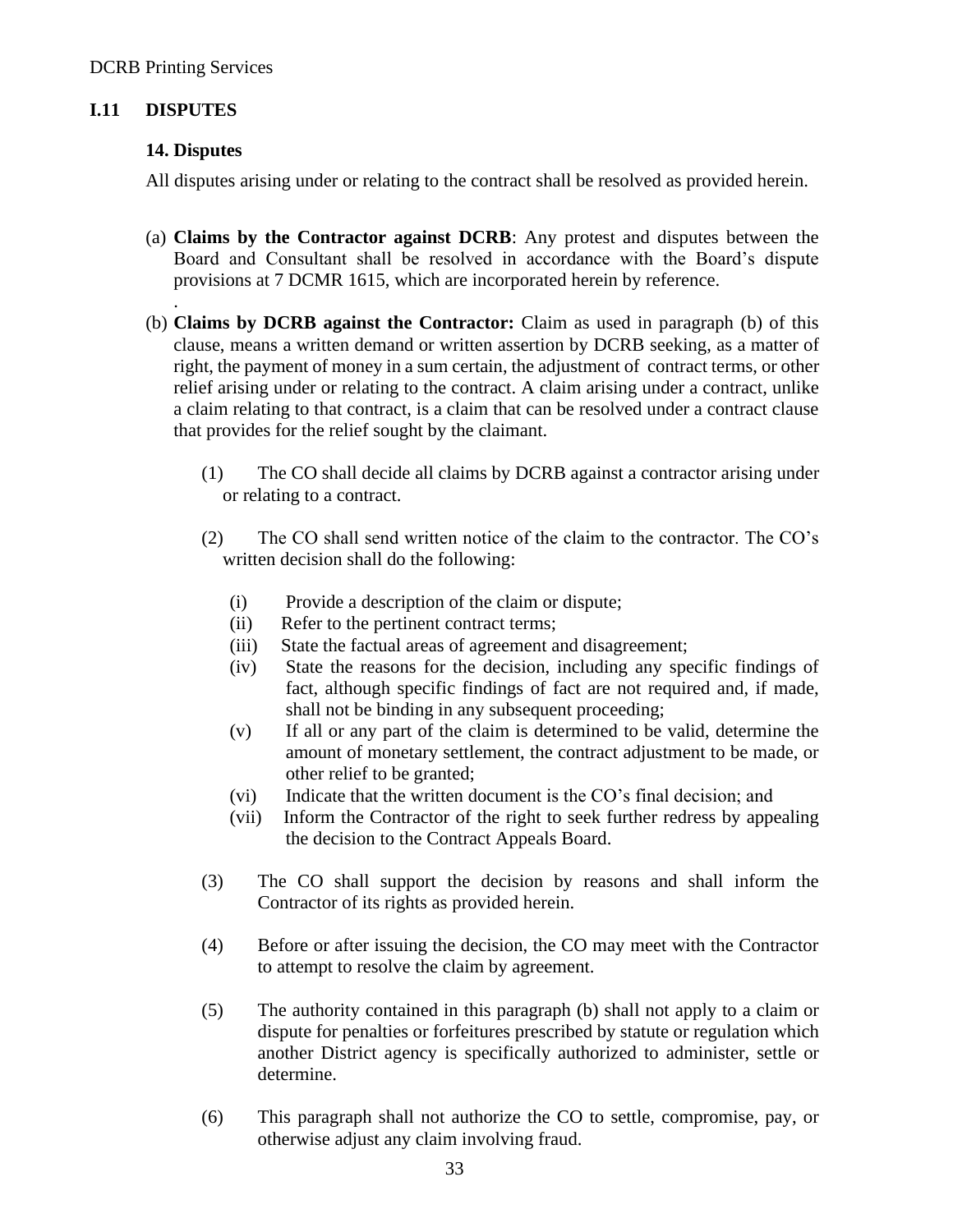## I.11 DISPUTES

### 14. Disputes

All disputes arising under or relating to the contract shall be resolved as provided herein.

(a) **Claims by the Contractor against DCRB**: Any protest and disputes between the Board and Consultant shall be resolved in accordance with the Board's dispute provisions at 7 DCMR 1615, which are incorporated herein by reference.

.

(b) **Claims by DCRB against the Contractor:** Claim as used in paragraph (b) of this clause, means a written demand or written assertion by DCRB seeking, as a matter of right, the payment of money in a sum certain, the adjustment of contract terms, or other relief arising under or relating to the contract. A claim arising under a contract, unlike a claim relating to that contract, is a claim that can be resolved under a contract clause that provides for the relief sought by the claimant.

(1) The CO shall decide all claims by DCRB against a contractor arising under or relating to a contract.

(2) The CO shall send written notice of the claim to the contractor. The CO's written decision shall do the following:

(i) Provide a description of the claim or dispute;
(ii) Refer to the pertinent contract terms;
(iii) State the factual areas of agreement and disagreement;
(iv) State the reasons for the decision, including any specific findings of fact, although specific findings of fact are not required and, if made, shall not be binding in any subsequent proceeding;
(v) If all or any part of the claim is determined to be valid, determine the amount of monetary settlement, the contract adjustment to be made, or other relief to be granted;
(vi) Indicate that the written document is the CO's final decision; and
(vii) Inform the Contractor of the right to seek further redress by appealing the decision to the Contract Appeals Board.

(3) The CO shall support the decision by reasons and shall inform the Contractor of its rights as provided herein.

(4) Before or after issuing the decision, the CO may meet with the Contractor to attempt to resolve the claim by agreement.

(5) The authority contained in this paragraph (b) shall not apply to a claim or dispute for penalties or forfeitures prescribed by statute or regulation which another District agency is specifically authorized to administer, settle or determine.

(6) This paragraph shall not authorize the CO to settle, compromise, pay, or otherwise adjust any claim involving fraud.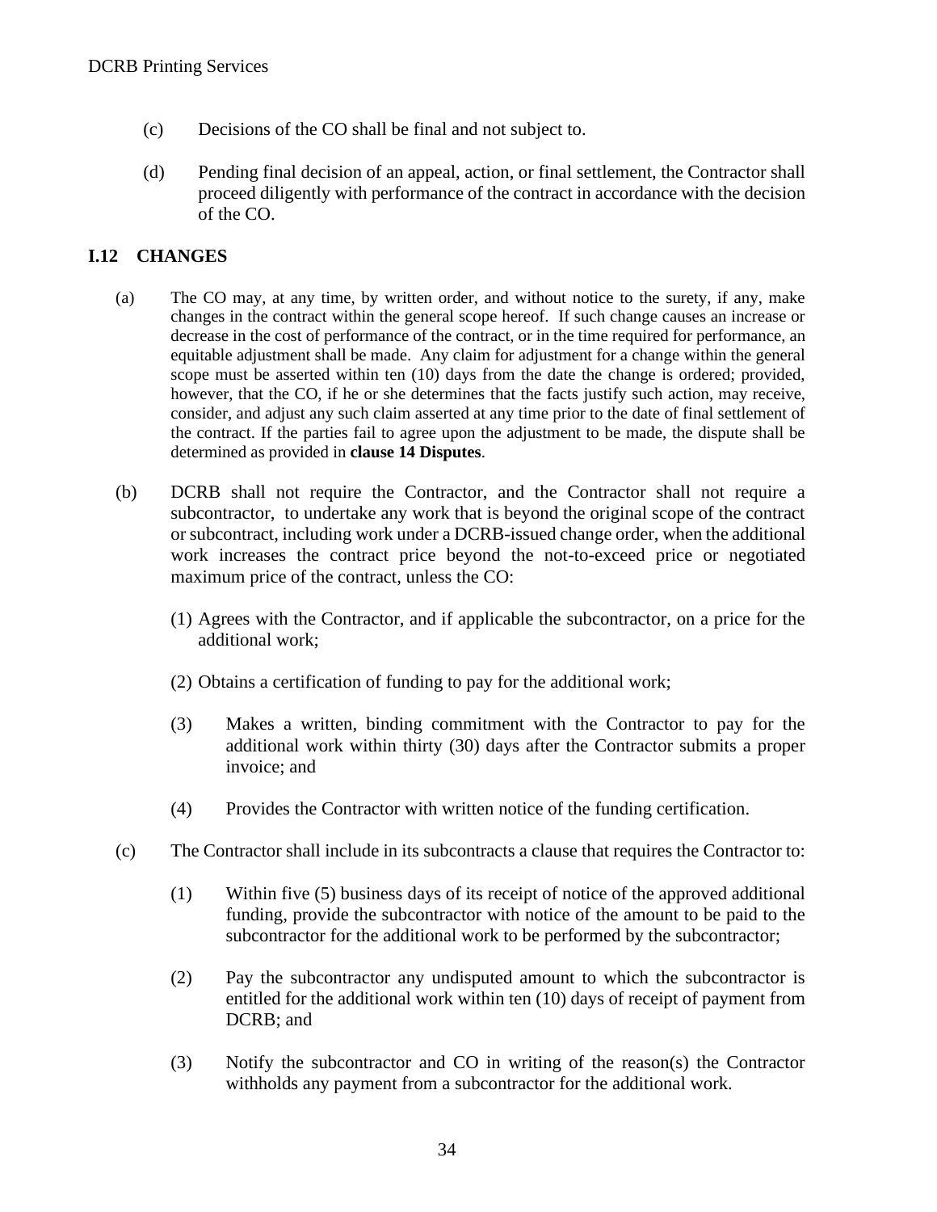(c) Decisions of the CO shall be final and not subject to.

(d) Pending final decision of an appeal, action, or final settlement, the Contractor shall proceed diligently with performance of the contract in accordance with the decision of the CO.

## I.12 CHANGES

(a) The CO may, at any time, by written order, and without notice to the surety, if any, make changes in the contract within the general scope hereof. If such change causes an increase or decrease in the cost of performance of the contract, or in the time required for performance, an equitable adjustment shall be made. Any claim for adjustment for a change within the general scope must be asserted within ten (10) days from the date the change is ordered; provided, however, that the CO, if he or she determines that the facts justify such action, may receive, consider, and adjust any such claim asserted at any time prior to the date of final settlement of the contract. If the parties fail to agree upon the adjustment to be made, the dispute shall be determined as provided in **clause 14 Disputes**.

(b) DCRB shall not require the Contractor, and the Contractor shall not require a subcontractor, to undertake any work that is beyond the original scope of the contract or subcontract, including work under a DCRB-issued change order, when the additional work increases the contract price beyond the not-to-exceed price or negotiated maximum price of the contract, unless the CO:

(1) Agrees with the Contractor, and if applicable the subcontractor, on a price for the additional work;

(2) Obtains a certification of funding to pay for the additional work;

(3) Makes a written, binding commitment with the Contractor to pay for the additional work within thirty (30) days after the Contractor submits a proper invoice; and

(4) Provides the Contractor with written notice of the funding certification.

(c) The Contractor shall include in its subcontracts a clause that requires the Contractor to:

(1) Within five (5) business days of its receipt of notice of the approved additional funding, provide the subcontractor with notice of the amount to be paid to the subcontractor for the additional work to be performed by the subcontractor;

(2) Pay the subcontractor any undisputed amount to which the subcontractor is entitled for the additional work within ten (10) days of receipt of payment from DCRB; and

(3) Notify the subcontractor and CO in writing of the reason(s) the Contractor withholds any payment from a subcontractor for the additional work.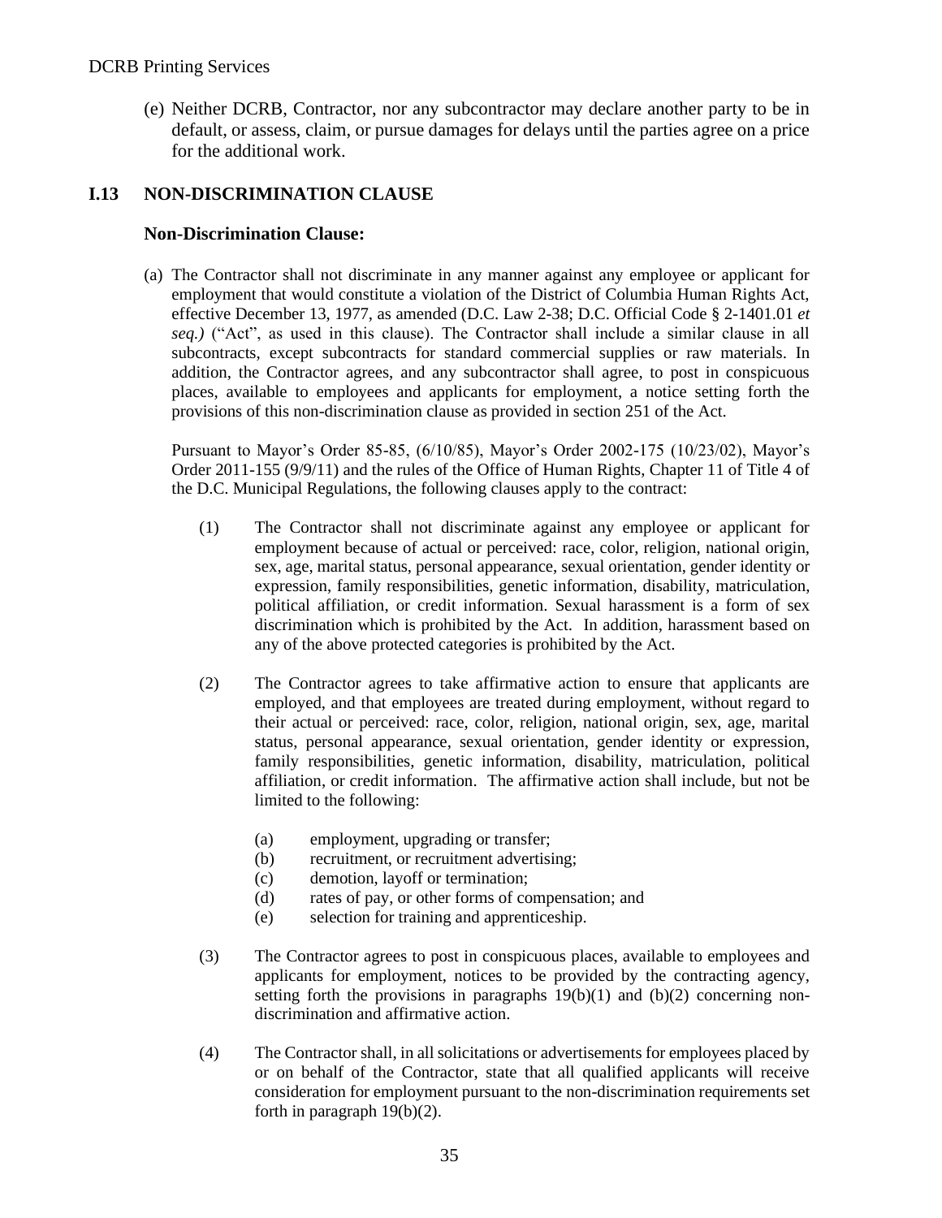(e) Neither DCRB, Contractor, nor any subcontractor may declare another party to be in default, or assess, claim, or pursue damages for delays until the parties agree on a price for the additional work.

## I.13 NON-DISCRIMINATION CLAUSE

**Non-Discrimination Clause:**

(a) The Contractor shall not discriminate in any manner against any employee or applicant for employment that would constitute a violation of the District of Columbia Human Rights Act, effective December 13, 1977, as amended (D.C. Law 2-38; D.C. Official Code § 2-1401.01 *et seq.)* ("Act", as used in this clause). The Contractor shall include a similar clause in all subcontracts, except subcontracts for standard commercial supplies or raw materials. In addition, the Contractor agrees, and any subcontractor shall agree, to post in conspicuous places, available to employees and applicants for employment, a notice setting forth the provisions of this non-discrimination clause as provided in section 251 of the Act.

Pursuant to Mayor's Order 85-85, (6/10/85), Mayor's Order 2002-175 (10/23/02), Mayor's Order 2011-155 (9/9/11) and the rules of the Office of Human Rights, Chapter 11 of Title 4 of the D.C. Municipal Regulations, the following clauses apply to the contract:

(1) The Contractor shall not discriminate against any employee or applicant for employment because of actual or perceived: race, color, religion, national origin, sex, age, marital status, personal appearance, sexual orientation, gender identity or expression, family responsibilities, genetic information, disability, matriculation, political affiliation, or credit information. Sexual harassment is a form of sex discrimination which is prohibited by the Act. In addition, harassment based on any of the above protected categories is prohibited by the Act.

(2) The Contractor agrees to take affirmative action to ensure that applicants are employed, and that employees are treated during employment, without regard to their actual or perceived: race, color, religion, national origin, sex, age, marital status, personal appearance, sexual orientation, gender identity or expression, family responsibilities, genetic information, disability, matriculation, political affiliation, or credit information. The affirmative action shall include, but not be limited to the following:

   (a) employment, upgrading or transfer;
   (b) recruitment, or recruitment advertising;
   (c) demotion, layoff or termination;
   (d) rates of pay, or other forms of compensation; and
   (e) selection for training and apprenticeship.

(3) The Contractor agrees to post in conspicuous places, available to employees and applicants for employment, notices to be provided by the contracting agency, setting forth the provisions in paragraphs 19(b)(1) and (b)(2) concerning non-discrimination and affirmative action.

(4) The Contractor shall, in all solicitations or advertisements for employees placed by or on behalf of the Contractor, state that all qualified applicants will receive consideration for employment pursuant to the non-discrimination requirements set forth in paragraph 19(b)(2).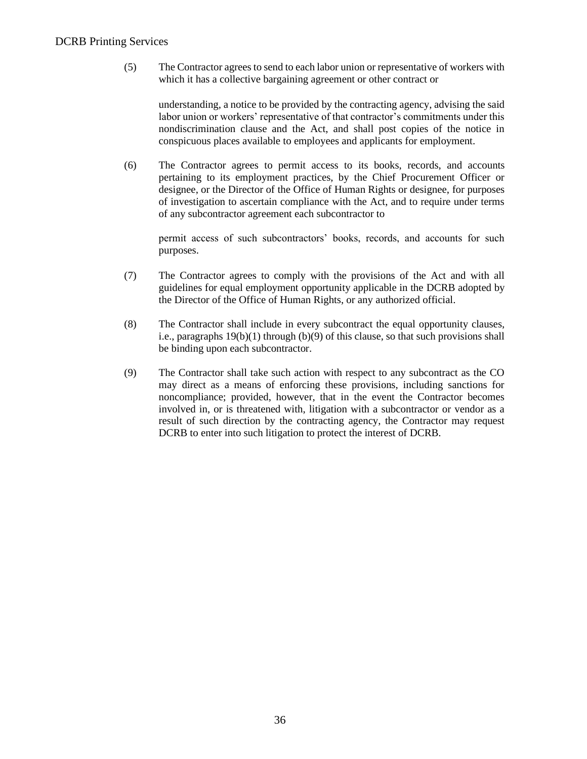(5) The Contractor agrees to send to each labor union or representative of workers with which it has a collective bargaining agreement or other contract or understanding, a notice to be provided by the contracting agency, advising the said labor union or workers' representative of that contractor's commitments under this nondiscrimination clause and the Act, and shall post copies of the notice in conspicuous places available to employees and applicants for employment.

(6) The Contractor agrees to permit access to its books, records, and accounts pertaining to its employment practices, by the Chief Procurement Officer or designee, or the Director of the Office of Human Rights or designee, for purposes of investigation to ascertain compliance with the Act, and to require under terms of any subcontractor agreement each subcontractor to permit access of such subcontractors' books, records, and accounts for such purposes.

(7) The Contractor agrees to comply with the provisions of the Act and with all guidelines for equal employment opportunity applicable in the DCRB adopted by the Director of the Office of Human Rights, or any authorized official.

(8) The Contractor shall include in every subcontract the equal opportunity clauses, i.e., paragraphs 19(b)(1) through (b)(9) of this clause, so that such provisions shall be binding upon each subcontractor.

(9) The Contractor shall take such action with respect to any subcontract as the CO may direct as a means of enforcing these provisions, including sanctions for noncompliance; provided, however, that in the event the Contractor becomes involved in, or is threatened with, litigation with a subcontractor or vendor as a result of such direction by the contracting agency, the Contractor may request DCRB to enter into such litigation to protect the interest of DCRB.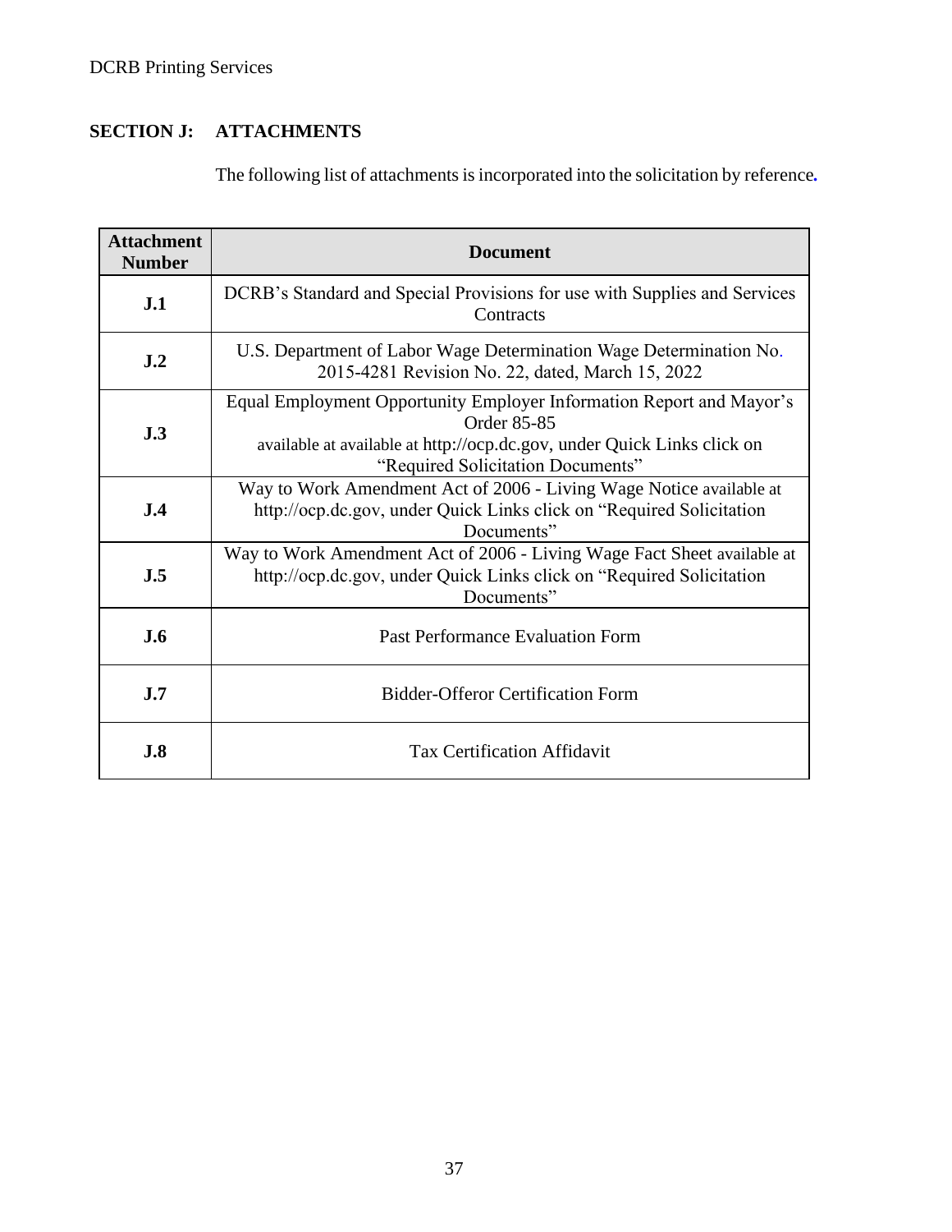## SECTION J: ATTACHMENTS

The following list of attachments is incorporated into the solicitation by reference.

| Attachment Number | Document |
|---|---|
| **J.1** | DCRB's Standard and Special Provisions for use with Supplies and Services Contracts |
| **J.2** | U.S. Department of Labor Wage Determination Wage Determination No. 2015-4281 Revision No. 22, dated, March 15, 2022 |
| **J.3** | Equal Employment Opportunity Employer Information Report and Mayor's Order 85-85 available at available at http://ocp.dc.gov, under Quick Links click on "Required Solicitation Documents" |
| **J.4** | Way to Work Amendment Act of 2006 - Living Wage Notice available at http://ocp.dc.gov, under Quick Links click on "Required Solicitation Documents" |
| **J.5** | Way to Work Amendment Act of 2006 - Living Wage Fact Sheet available at http://ocp.dc.gov, under Quick Links click on "Required Solicitation Documents" |
| **J.6** | Past Performance Evaluation Form |
| **J.7** | Bidder-Offeror Certification Form |
| **J.8** | Tax Certification Affidavit |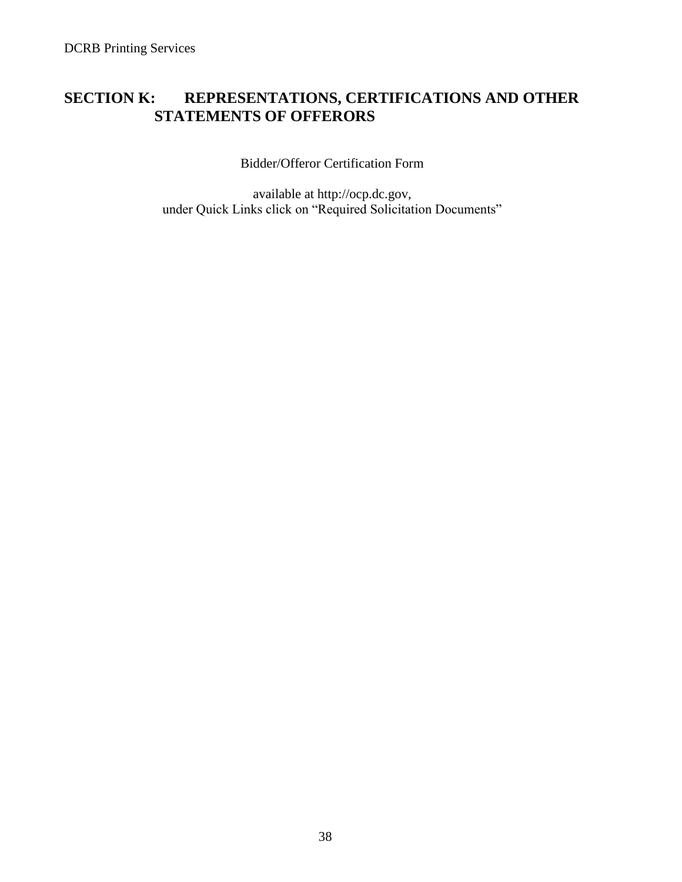## SECTION K: REPRESENTATIONS, CERTIFICATIONS AND OTHER STATEMENTS OF OFFERORS

Bidder/Offeror Certification Form

available at http://ocp.dc.gov,
under Quick Links click on "Required Solicitation Documents"